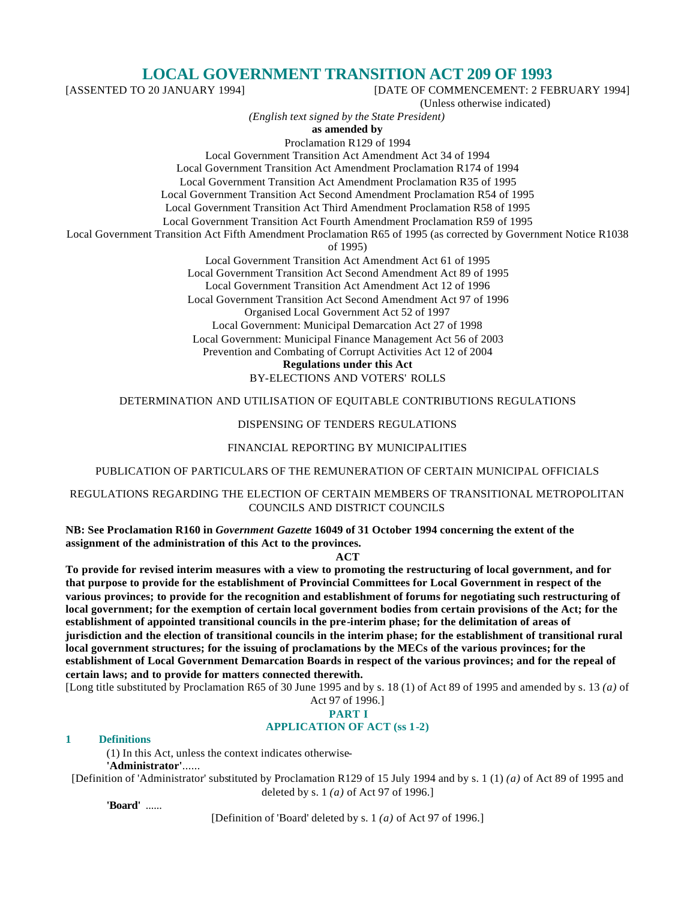# LOCAL GOVERNMENT TRANSITION ACT 209 OF 1993

[ASSENTED TO 20 JANUARY 1994] [DATE OF COMMENCEMENT: 2 FEBRUARY 1994]

(Unless otherwise indicated)

*(English text signed by the State President)*

**as amended by**

Proclamation R129 of 1994

Local Government Transition Act Amendment Act 34 of 1994

Local Government Transition Act Amendment Proclamation R174 of 1994

Local Government Transition Act Amendment Proclamation R35 of 1995

Local Government Transition Act Second Amendment Proclamation R54 of 1995

Local Government Transition Act Third Amendment Proclamation R58 of 1995

Local Government Transition Act Fourth Amendment Proclamation R59 of 1995

Local Government Transition Act Fifth Amendment Proclamation R65 of 1995 (as corrected by Government Notice R1038 of 1995)

Local Government Transition Act Amendment Act 61 of 1995

Local Government Transition Act Second Amendment Act 89 of 1995

Local Government Transition Act Amendment Act 12 of 1996

Local Government Transition Act Second Amendment Act 97 of 1996

Organised Local Government Act 52 of 1997

Local Government: Municipal Demarcation Act 27 of 1998

Local Government: Municipal Finance Management Act 56 of 2003

Prevention and Combating of Corrupt Activities Act 12 of 2004

**Regulations under this Act**

BY-ELECTIONS AND VOTERS' ROLLS

DETERMINATION AND UTILISATION OF EQUITABLE CONTRIBUTIONS REGULATIONS

DISPENSING OF TENDERS REGULATIONS

FINANCIAL REPORTING BY MUNICIPALITIES

PUBLICATION OF PARTICULARS OF THE REMUNERATION OF CERTAIN MUNICIPAL OFFICIALS

REGULATIONS REGARDING THE ELECTION OF CERTAIN MEMBERS OF TRANSITIONAL METROPOLITAN COUNCILS AND DISTRICT COUNCILS

**NB: See Proclamation R160 in *Government Gazette* 16049 of 31 October 1994 concerning the extent of the assignment of the administration of this Act to the provinces.**

**ACT**

**To provide for revised interim measures with a view to promoting the restructuring of local government, and for that purpose to provide for the establishment of Provincial Committees for Local Government in respect of the various provinces; to provide for the recognition and establishment of forums for negotiating such restructuring of local government; for the exemption of certain local government bodies from certain provisions of the Act; for the establishment of appointed transitional councils in the pre-interim phase; for the delimitation of areas of jurisdiction and the election of transitional councils in the interim phase; for the establishment of transitional rural local government structures; for the issuing of proclamations by the MECs of the various provinces; for the establishment of Local Government Demarcation Boards in respect of the various provinces; and for the repeal of certain laws; and to provide for matters connected therewith.**

[Long title substituted by Proclamation R65 of 30 June 1995 and by s. 18 (1) of Act 89 of 1995 and amended by s. 13 *(a)* of Act 97 of 1996.]

## PART I
## APPLICATION OF ACT (ss 1-2)

### 1 Definitions

(1) In this Act, unless the context indicates otherwise-

**'Administrator'**......

[Definition of 'Administrator' substituted by Proclamation R129 of 15 July 1994 and by s. 1 (1) *(a)* of Act 89 of 1995 and deleted by s. 1 *(a)* of Act 97 of 1996.]

**'Board'** ......

[Definition of 'Board' deleted by s. 1 *(a)* of Act 97 of 1996.]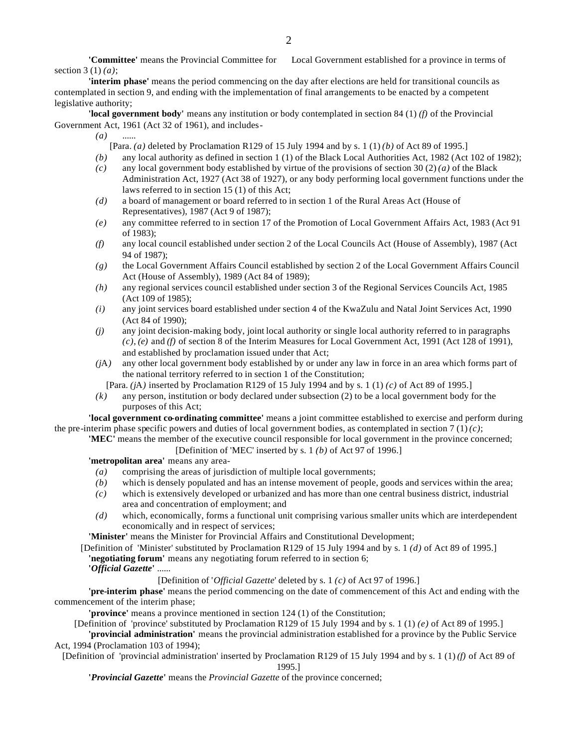**'Committee'** means the Provincial Committee for Local Government established for a province in terms of section 3 (1) *(a)*;

**'interim phase'** means the period commencing on the day after elections are held for transitional councils as contemplated in section 9, and ending with the implementation of final arrangements to be enacted by a competent legislative authority;

**'local government body'** means any institution or body contemplated in section 84 (1) *(f)* of the Provincial Government Act, 1961 (Act 32 of 1961), and includes-

*(a)* ......

[Para. *(a)* deleted by Proclamation R129 of 15 July 1994 and by s. 1 (1) *(b)* of Act 89 of 1995.]

*(b)* any local authority as defined in section 1 (1) of the Black Local Authorities Act, 1982 (Act 102 of 1982);

*(c)* any local government body established by virtue of the provisions of section 30 (2) *(a)* of the Black Administration Act, 1927 (Act 38 of 1927), or any body performing local government functions under the laws referred to in section 15 (1) of this Act;

*(d)* a board of management or board referred to in section 1 of the Rural Areas Act (House of Representatives), 1987 (Act 9 of 1987);

*(e)* any committee referred to in section 17 of the Promotion of Local Government Affairs Act, 1983 (Act 91 of 1983);

*(f)* any local council established under section 2 of the Local Councils Act (House of Assembly), 1987 (Act 94 of 1987);

*(g)* the Local Government Affairs Council established by section 2 of the Local Government Affairs Council Act (House of Assembly), 1989 (Act 84 of 1989);

*(h)* any regional services council established under section 3 of the Regional Services Councils Act, 1985 (Act 109 of 1985);

*(i)* any joint services board established under section 4 of the KwaZulu and Natal Joint Services Act, 1990 (Act 84 of 1990);

*(j)* any joint decision-making body, joint local authority or single local authority referred to in paragraphs *(c)*, *(e)* and *(f)* of section 8 of the Interim Measures for Local Government Act, 1991 (Act 128 of 1991), and established by proclamation issued under that Act;

*(j*A*)* any other local government body established by or under any law in force in an area which forms part of the national territory referred to in section 1 of the Constitution;

[Para. *(j*A*)* inserted by Proclamation R129 of 15 July 1994 and by s. 1 (1) *(c)* of Act 89 of 1995.]

*(k)* any person, institution or body declared under subsection (2) to be a local government body for the purposes of this Act;

**'local government co-ordinating committee'** means a joint committee established to exercise and perform during the pre-interim phase specific powers and duties of local government bodies, as contemplated in section 7 (1) *(c)*;

**'MEC'** means the member of the executive council responsible for local government in the province concerned;

[Definition of 'MEC' inserted by s. 1 *(b)* of Act 97 of 1996.]

**'metropolitan area'** means any area-

*(a)* comprising the areas of jurisdiction of multiple local governments;

*(b)* which is densely populated and has an intense movement of people, goods and services within the area;

*(c)* which is extensively developed or urbanized and has more than one central business district, industrial area and concentration of employment; and

*(d)* which, economically, forms a functional unit comprising various smaller units which are interdependent economically and in respect of services;

**'Minister'** means the Minister for Provincial Affairs and Constitutional Development;

[Definition of 'Minister' substituted by Proclamation R129 of 15 July 1994 and by s. 1 *(d)* of Act 89 of 1995.]

**'negotiating forum'** means any negotiating forum referred to in section 6;

**'*Official Gazette*'** ......

[Definition of '*Official Gazette*' deleted by s. 1 *(c)* of Act 97 of 1996.]

**'pre-interim phase'** means the period commencing on the date of commencement of this Act and ending with the commencement of the interim phase;

**'province'** means a province mentioned in section 124 (1) of the Constitution;

[Definition of 'province' substituted by Proclamation R129 of 15 July 1994 and by s. 1 (1) *(e)* of Act 89 of 1995.]

**'provincial administration'** means the provincial administration established for a province by the Public Service Act, 1994 (Proclamation 103 of 1994);

[Definition of 'provincial administration' inserted by Proclamation R129 of 15 July 1994 and by s. 1 (1) *(f)* of Act 89 of 1995.]

**'*Provincial Gazette*'** means the *Provincial Gazette* of the province concerned;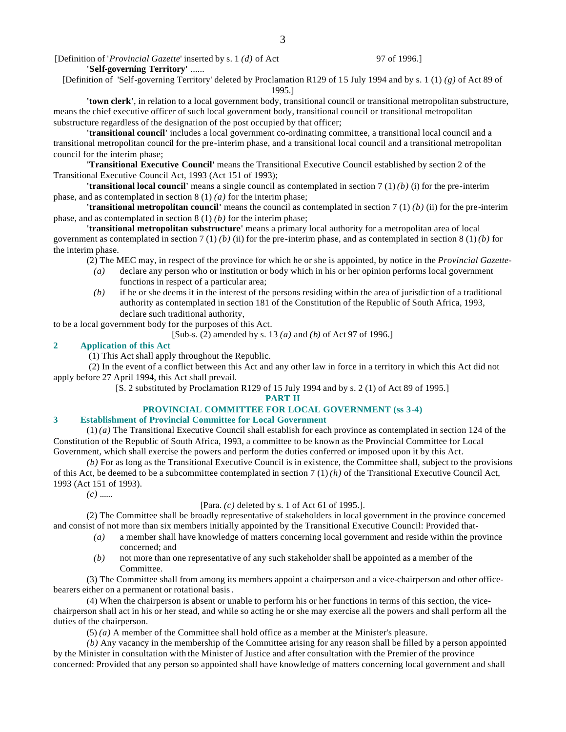[Definition of '*Provincial Gazette*' inserted by s. 1 *(d)* of Act 97 of 1996.]

**'Self-governing Territory'** ......

[Definition of 'Self-governing Territory' deleted by Proclamation R129 of 15 July 1994 and by s. 1 (1) *(g)* of Act 89 of 1995.]

**'town clerk'**, in relation to a local government body, transitional council or transitional metropolitan substructure, means the chief executive officer of such local government body, transitional council or transitional metropolitan substructure regardless of the designation of the post occupied by that officer;

**'transitional council'** includes a local government co-ordinating committee, a transitional local council and a transitional metropolitan council for the pre-interim phase, and a transitional local council and a transitional metropolitan council for the interim phase;

**'Transitional Executive Council'** means the Transitional Executive Council established by section 2 of the Transitional Executive Council Act, 1993 (Act 151 of 1993);

**'transitional local council'** means a single council as contemplated in section 7 (1) *(b)* (i) for the pre-interim phase, and as contemplated in section 8 (1) *(a)* for the interim phase;

**'transitional metropolitan council'** means the council as contemplated in section 7 (1) *(b)* (ii) for the pre-interim phase, and as contemplated in section 8 (1) *(b)* for the interim phase;

**'transitional metropolitan substructure'** means a primary local authority for a metropolitan area of local government as contemplated in section 7 (1) *(b)* (ii) for the pre-interim phase, and as contemplated in section 8 (1) *(b)* for the interim phase.

(2) The MEC may, in respect of the province for which he or she is appointed, by notice in the *Provincial Gazette*-

*(a)* declare any person who or institution or body which in his or her opinion performs local government functions in respect of a particular area;

*(b)* if he or she deems it in the interest of the persons residing within the area of jurisdiction of a traditional authority as contemplated in section 181 of the Constitution of the Republic of South Africa, 1993, declare such traditional authority,

to be a local government body for the purposes of this Act.

[Sub-s. (2) amended by s. 13 *(a)* and *(b)* of Act 97 of 1996.]

### 2 Application of this Act

(1) This Act shall apply throughout the Republic.

(2) In the event of a conflict between this Act and any other law in force in a territory in which this Act did not apply before 27 April 1994, this Act shall prevail.

[S. 2 substituted by Proclamation R129 of 15 July 1994 and by s. 2 (1) of Act 89 of 1995.]

## PART II
## PROVINCIAL COMMITTEE FOR LOCAL GOVERNMENT (ss 3-4)

### 3 Establishment of Provincial Committee for Local Government

(1) *(a)* The Transitional Executive Council shall establish for each province as contemplated in section 124 of the Constitution of the Republic of South Africa, 1993, a committee to be known as the Provincial Committee for Local Government, which shall exercise the powers and perform the duties conferred or imposed upon it by this Act.

*(b)* For as long as the Transitional Executive Council is in existence, the Committee shall, subject to the provisions of this Act, be deemed to be a subcommittee contemplated in section 7 (1) *(h)* of the Transitional Executive Council Act, 1993 (Act 151 of 1993).

*(c)* ......

[Para. *(c)* deleted by s. 1 of Act 61 of 1995.].

(2) The Committee shall be broadly representative of stakeholders in local government in the province concerned and consist of not more than six members initially appointed by the Transitional Executive Council: Provided that-

*(a)* a member shall have knowledge of matters concerning local government and reside within the province concerned; and

*(b)* not more than one representative of any such stakeholder shall be appointed as a member of the Committee.

(3) The Committee shall from among its members appoint a chairperson and a vice-chairperson and other office-bearers either on a permanent or rotational basis.

(4) When the chairperson is absent or unable to perform his or her functions in terms of this section, the vice-chairperson shall act in his or her stead, and while so acting he or she may exercise all the powers and shall perform all the duties of the chairperson.

(5) *(a)* A member of the Committee shall hold office as a member at the Minister's pleasure.

*(b)* Any vacancy in the membership of the Committee arising for any reason shall be filled by a person appointed by the Minister in consultation with the Minister of Justice and after consultation with the Premier of the province concerned: Provided that any person so appointed shall have knowledge of matters concerning local government and shall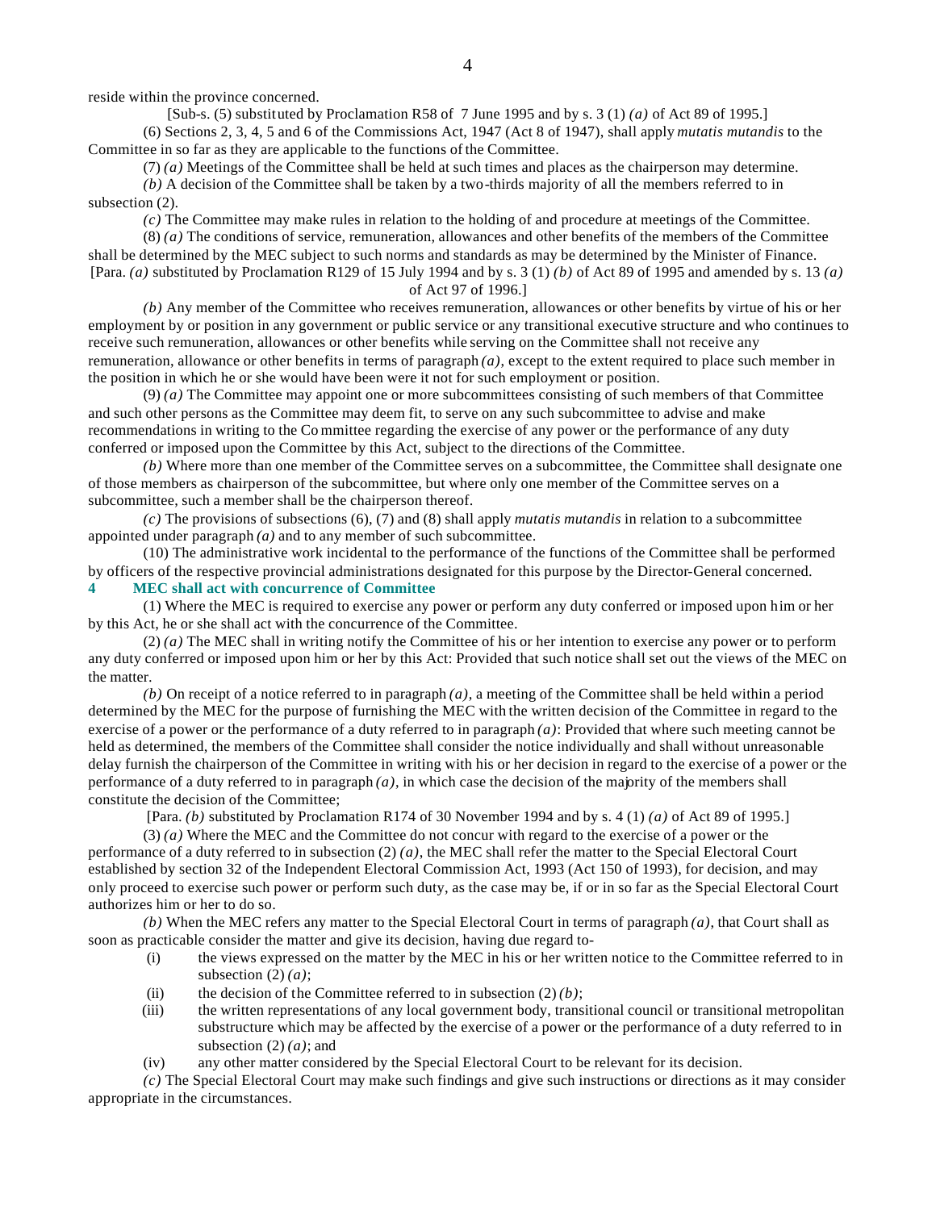reside within the province concerned.

[Sub-s. (5) substituted by Proclamation R58 of 7 June 1995 and by s. 3 (1) *(a)* of Act 89 of 1995.]

(6) Sections 2, 3, 4, 5 and 6 of the Commissions Act, 1947 (Act 8 of 1947), shall apply *mutatis mutandis* to the Committee in so far as they are applicable to the functions of the Committee.

(7) *(a)* Meetings of the Committee shall be held at such times and places as the chairperson may determine.

*(b)* A decision of the Committee shall be taken by a two-thirds majority of all the members referred to in subsection (2).

*(c)* The Committee may make rules in relation to the holding of and procedure at meetings of the Committee.

(8) *(a)* The conditions of service, remuneration, allowances and other benefits of the members of the Committee shall be determined by the MEC subject to such norms and standards as may be determined by the Minister of Finance.

[Para. *(a)* substituted by Proclamation R129 of 15 July 1994 and by s. 3 (1) *(b)* of Act 89 of 1995 and amended by s. 13 *(a)* of Act 97 of 1996.]

*(b)* Any member of the Committee who receives remuneration, allowances or other benefits by virtue of his or her employment by or position in any government or public service or any transitional executive structure and who continues to receive such remuneration, allowances or other benefits while serving on the Committee shall not receive any remuneration, allowance or other benefits in terms of paragraph *(a)*, except to the extent required to place such member in the position in which he or she would have been were it not for such employment or position.

(9) *(a)* The Committee may appoint one or more subcommittees consisting of such members of that Committee and such other persons as the Committee may deem fit, to serve on any such subcommittee to advise and make recommendations in writing to the Committee regarding the exercise of any power or the performance of any duty conferred or imposed upon the Committee by this Act, subject to the directions of the Committee.

*(b)* Where more than one member of the Committee serves on a subcommittee, the Committee shall designate one of those members as chairperson of the subcommittee, but where only one member of the Committee serves on a subcommittee, such a member shall be the chairperson thereof.

*(c)* The provisions of subsections (6), (7) and (8) shall apply *mutatis mutandis* in relation to a subcommittee appointed under paragraph *(a)* and to any member of such subcommittee.

(10) The administrative work incidental to the performance of the functions of the Committee shall be performed by officers of the respective provincial administrations designated for this purpose by the Director-General concerned.

**4 MEC shall act with concurrence of Committee**

(1) Where the MEC is required to exercise any power or perform any duty conferred or imposed upon him or her by this Act, he or she shall act with the concurrence of the Committee.

(2) *(a)* The MEC shall in writing notify the Committee of his or her intention to exercise any power or to perform any duty conferred or imposed upon him or her by this Act: Provided that such notice shall set out the views of the MEC on the matter.

*(b)* On receipt of a notice referred to in paragraph *(a)*, a meeting of the Committee shall be held within a period determined by the MEC for the purpose of furnishing the MEC with the written decision of the Committee in regard to the exercise of a power or the performance of a duty referred to in paragraph *(a)*: Provided that where such meeting cannot be held as determined, the members of the Committee shall consider the notice individually and shall without unreasonable delay furnish the chairperson of the Committee in writing with his or her decision in regard to the exercise of a power or the performance of a duty referred to in paragraph *(a)*, in which case the decision of the majority of the members shall constitute the decision of the Committee;

[Para. *(b)* substituted by Proclamation R174 of 30 November 1994 and by s. 4 (1) *(a)* of Act 89 of 1995.]

(3) *(a)* Where the MEC and the Committee do not concur with regard to the exercise of a power or the performance of a duty referred to in subsection (2) *(a)*, the MEC shall refer the matter to the Special Electoral Court established by section 32 of the Independent Electoral Commission Act, 1993 (Act 150 of 1993), for decision, and may only proceed to exercise such power or perform such duty, as the case may be, if or in so far as the Special Electoral Court authorizes him or her to do so.

*(b)* When the MEC refers any matter to the Special Electoral Court in terms of paragraph *(a)*, that Court shall as soon as practicable consider the matter and give its decision, having due regard to-

(i) the views expressed on the matter by the MEC in his or her written notice to the Committee referred to in subsection (2) *(a)*;

(ii) the decision of the Committee referred to in subsection (2) *(b)*;

(iii) the written representations of any local government body, transitional council or transitional metropolitan substructure which may be affected by the exercise of a power or the performance of a duty referred to in subsection (2) *(a)*; and

(iv) any other matter considered by the Special Electoral Court to be relevant for its decision.

*(c)* The Special Electoral Court may make such findings and give such instructions or directions as it may consider appropriate in the circumstances.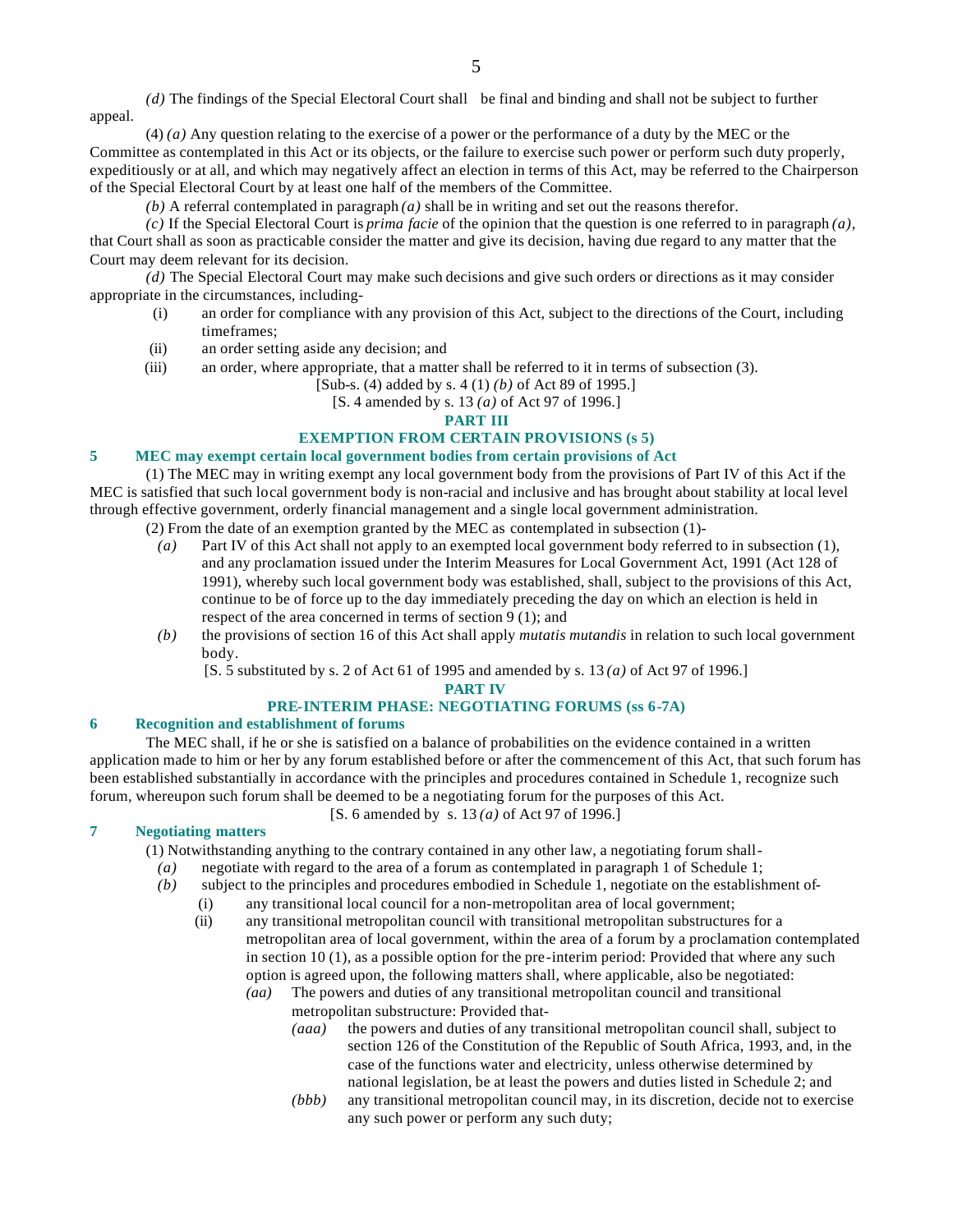*(d)* The findings of the Special Electoral Court shall be final and binding and shall not be subject to further appeal.

(4) *(a)* Any question relating to the exercise of a power or the performance of a duty by the MEC or the Committee as contemplated in this Act or its objects, or the failure to exercise such power or perform such duty properly, expeditiously or at all, and which may negatively affect an election in terms of this Act, may be referred to the Chairperson of the Special Electoral Court by at least one half of the members of the Committee.

*(b)* A referral contemplated in paragraph *(a)* shall be in writing and set out the reasons therefor.

*(c)* If the Special Electoral Court is *prima facie* of the opinion that the question is one referred to in paragraph *(a)*, that Court shall as soon as practicable consider the matter and give its decision, having due regard to any matter that the Court may deem relevant for its decision.

*(d)* The Special Electoral Court may make such decisions and give such orders or directions as it may consider appropriate in the circumstances, including-

(i) an order for compliance with any provision of this Act, subject to the directions of the Court, including timeframes;

(ii) an order setting aside any decision; and

(iii) an order, where appropriate, that a matter shall be referred to it in terms of subsection (3).

[Sub-s. (4) added by s. 4 (1) *(b)* of Act 89 of 1995.]

[S. 4 amended by s. 13 *(a)* of Act 97 of 1996.]

## PART III

## EXEMPTION FROM CERTAIN PROVISIONS (s 5)

### 5 MEC may exempt certain local government bodies from certain provisions of Act

(1) The MEC may in writing exempt any local government body from the provisions of Part IV of this Act if the MEC is satisfied that such local government body is non-racial and inclusive and has brought about stability at local level through effective government, orderly financial management and a single local government administration.

(2) From the date of an exemption granted by the MEC as contemplated in subsection (1)-

*(a)* Part IV of this Act shall not apply to an exempted local government body referred to in subsection (1), and any proclamation issued under the Interim Measures for Local Government Act, 1991 (Act 128 of 1991), whereby such local government body was established, shall, subject to the provisions of this Act, continue to be of force up to the day immediately preceding the day on which an election is held in respect of the area concerned in terms of section 9 (1); and

*(b)* the provisions of section 16 of this Act shall apply *mutatis mutandis* in relation to such local government body.

[S. 5 substituted by s. 2 of Act 61 of 1995 and amended by s. 13 *(a)* of Act 97 of 1996.]

## PART IV

## PRE-INTERIM PHASE: NEGOTIATING FORUMS (ss 6-7A)

### 6 Recognition and establishment of forums

The MEC shall, if he or she is satisfied on a balance of probabilities on the evidence contained in a written application made to him or her by any forum established before or after the commencement of this Act, that such forum has been established substantially in accordance with the principles and procedures contained in Schedule 1, recognize such forum, whereupon such forum shall be deemed to be a negotiating forum for the purposes of this Act.

[S. 6 amended by s. 13 *(a)* of Act 97 of 1996.]

### 7 Negotiating matters

(1) Notwithstanding anything to the contrary contained in any other law, a negotiating forum shall-

*(a)* negotiate with regard to the area of a forum as contemplated in paragraph 1 of Schedule 1;

*(b)* subject to the principles and procedures embodied in Schedule 1, negotiate on the establishment of-

(i) any transitional local council for a non-metropolitan area of local government;

(ii) any transitional metropolitan council with transitional metropolitan substructures for a metropolitan area of local government, within the area of a forum by a proclamation contemplated in section 10 (1), as a possible option for the pre-interim period: Provided that where any such option is agreed upon, the following matters shall, where applicable, also be negotiated:

*(aa)* The powers and duties of any transitional metropolitan council and transitional metropolitan substructure: Provided that-

*(aaa)* the powers and duties of any transitional metropolitan council shall, subject to section 126 of the Constitution of the Republic of South Africa, 1993, and, in the case of the functions water and electricity, unless otherwise determined by national legislation, be at least the powers and duties listed in Schedule 2; and

*(bbb)* any transitional metropolitan council may, in its discretion, decide not to exercise any such power or perform any such duty;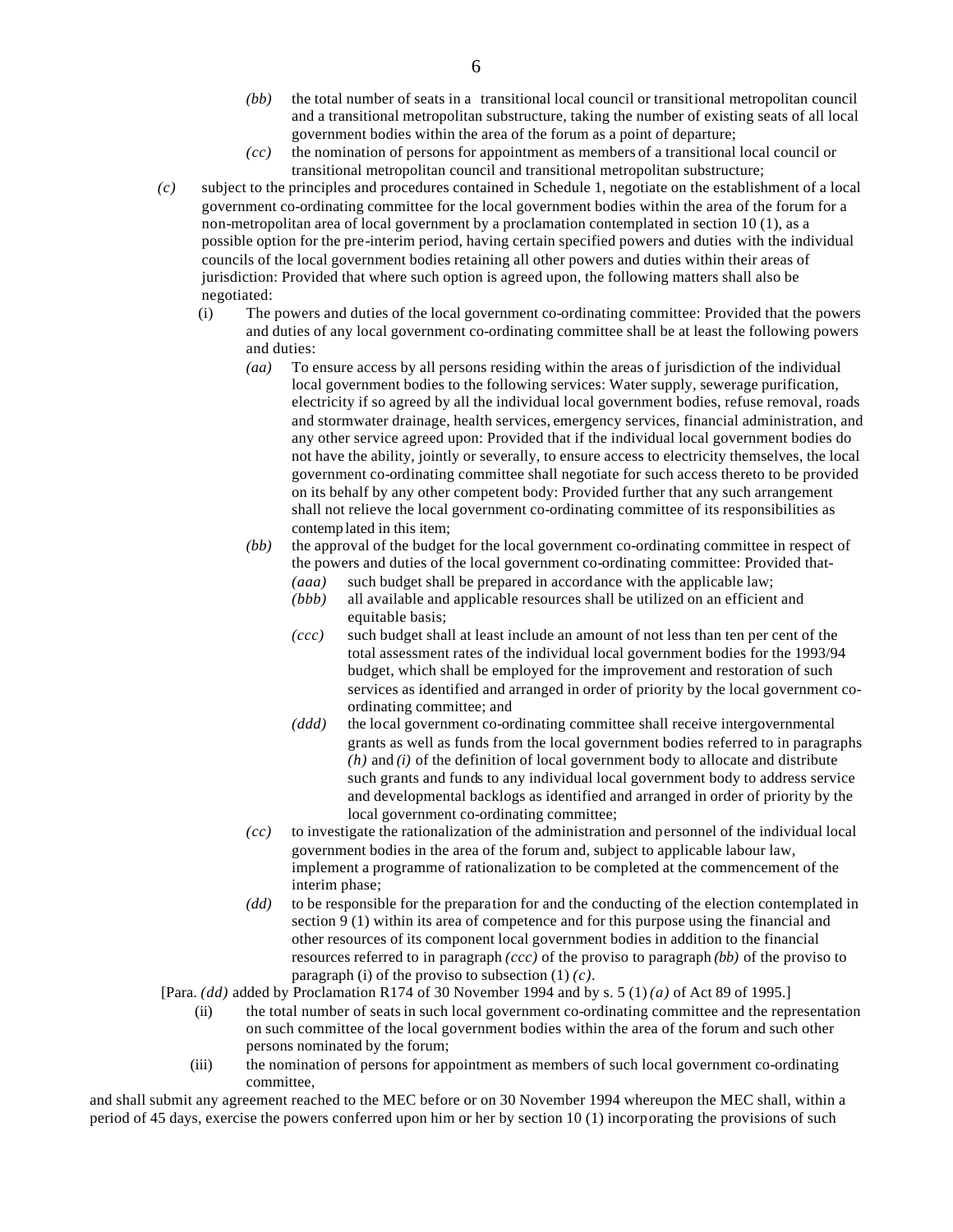*(bb)* the total number of seats in a transitional local council or transitional metropolitan council and a transitional metropolitan substructure, taking the number of existing seats of all local government bodies within the area of the forum as a point of departure;

*(cc)* the nomination of persons for appointment as members of a transitional local council or transitional metropolitan council and transitional metropolitan substructure;

*(c)* subject to the principles and procedures contained in Schedule 1, negotiate on the establishment of a local government co-ordinating committee for the local government bodies within the area of the forum for a non-metropolitan area of local government by a proclamation contemplated in section 10 (1), as a possible option for the pre-interim period, having certain specified powers and duties with the individual councils of the local government bodies retaining all other powers and duties within their areas of jurisdiction: Provided that where such option is agreed upon, the following matters shall also be negotiated:

(i) The powers and duties of the local government co-ordinating committee: Provided that the powers and duties of any local government co-ordinating committee shall be at least the following powers and duties:

*(aa)* To ensure access by all persons residing within the areas of jurisdiction of the individual local government bodies to the following services: Water supply, sewerage purification, electricity if so agreed by all the individual local government bodies, refuse removal, roads and stormwater drainage, health services, emergency services, financial administration, and any other service agreed upon: Provided that if the individual local government bodies do not have the ability, jointly or severally, to ensure access to electricity themselves, the local government co-ordinating committee shall negotiate for such access thereto to be provided on its behalf by any other competent body: Provided further that any such arrangement shall not relieve the local government co-ordinating committee of its responsibilities as contemplated in this item;

*(bb)* the approval of the budget for the local government co-ordinating committee in respect of the powers and duties of the local government co-ordinating committee: Provided that-

*(aaa)* such budget shall be prepared in accordance with the applicable law;

*(bbb)* all available and applicable resources shall be utilized on an efficient and equitable basis;

*(ccc)* such budget shall at least include an amount of not less than ten per cent of the total assessment rates of the individual local government bodies for the 1993/94 budget, which shall be employed for the improvement and restoration of such services as identified and arranged in order of priority by the local government co-ordinating committee; and

*(ddd)* the local government co-ordinating committee shall receive intergovernmental grants as well as funds from the local government bodies referred to in paragraphs *(h)* and *(i)* of the definition of local government body to allocate and distribute such grants and funds to any individual local government body to address service and developmental backlogs as identified and arranged in order of priority by the local government co-ordinating committee;

*(cc)* to investigate the rationalization of the administration and personnel of the individual local government bodies in the area of the forum and, subject to applicable labour law, implement a programme of rationalization to be completed at the commencement of the interim phase;

*(dd)* to be responsible for the preparation for and the conducting of the election contemplated in section 9 (1) within its area of competence and for this purpose using the financial and other resources of its component local government bodies in addition to the financial resources referred to in paragraph *(ccc)* of the proviso to paragraph *(bb)* of the proviso to paragraph (i) of the proviso to subsection (1) *(c)*.

[Para. *(dd)* added by Proclamation R174 of 30 November 1994 and by s. 5 (1) *(a)* of Act 89 of 1995.]

(ii) the total number of seats in such local government co-ordinating committee and the representation on such committee of the local government bodies within the area of the forum and such other persons nominated by the forum;

(iii) the nomination of persons for appointment as members of such local government co-ordinating committee,

and shall submit any agreement reached to the MEC before or on 30 November 1994 whereupon the MEC shall, within a period of 45 days, exercise the powers conferred upon him or her by section 10 (1) incorporating the provisions of such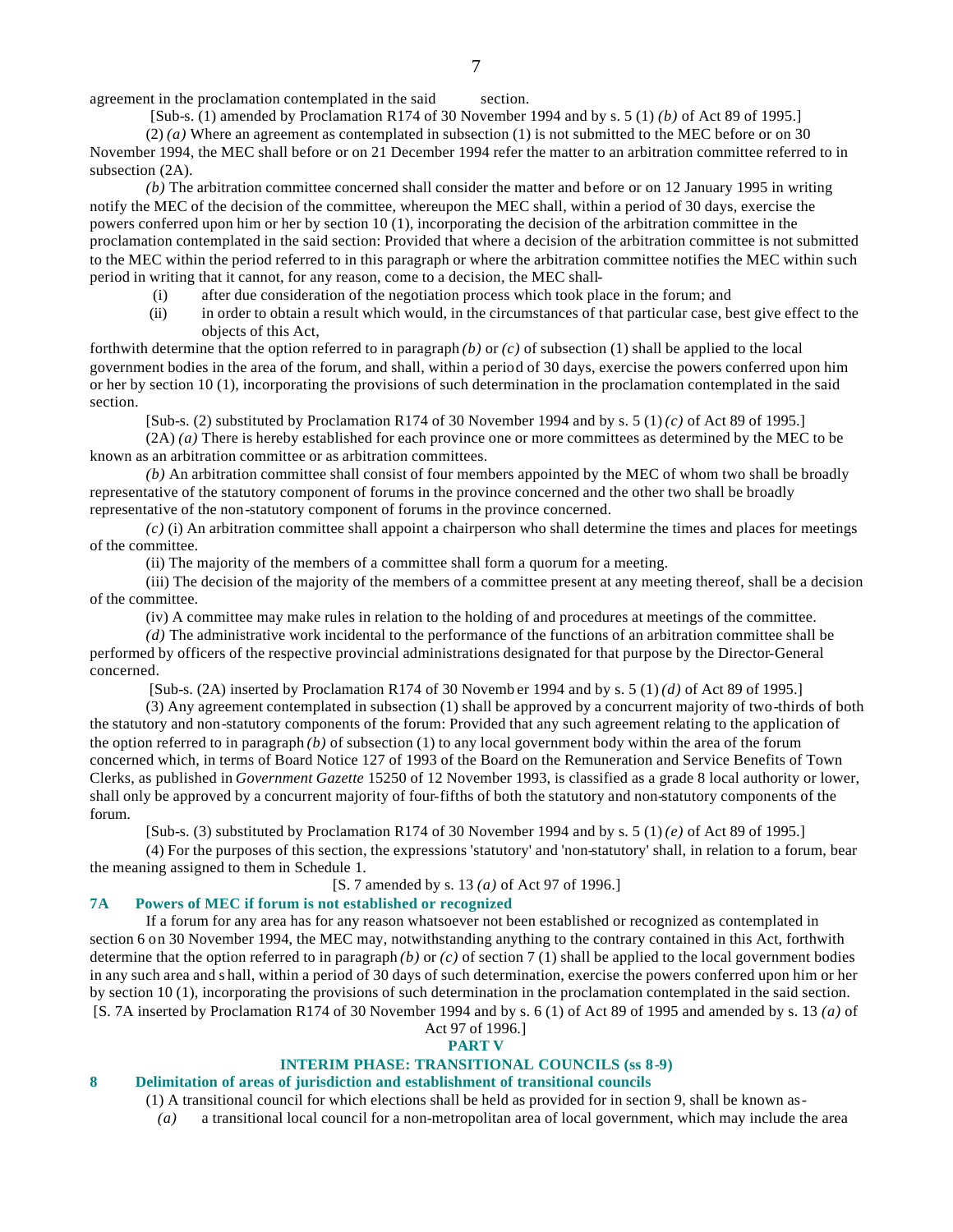agreement in the proclamation contemplated in the said section.

[Sub-s. (1) amended by Proclamation R174 of 30 November 1994 and by s. 5 (1) *(b)* of Act 89 of 1995.]

(2) *(a)* Where an agreement as contemplated in subsection (1) is not submitted to the MEC before or on 30 November 1994, the MEC shall before or on 21 December 1994 refer the matter to an arbitration committee referred to in subsection (2A).

*(b)* The arbitration committee concerned shall consider the matter and before or on 12 January 1995 in writing notify the MEC of the decision of the committee, whereupon the MEC shall, within a period of 30 days, exercise the powers conferred upon him or her by section 10 (1), incorporating the decision of the arbitration committee in the proclamation contemplated in the said section: Provided that where a decision of the arbitration committee is not submitted to the MEC within the period referred to in this paragraph or where the arbitration committee notifies the MEC within such period in writing that it cannot, for any reason, come to a decision, the MEC shall-

(i) after due consideration of the negotiation process which took place in the forum; and

(ii) in order to obtain a result which would, in the circumstances of that particular case, best give effect to the objects of this Act,

forthwith determine that the option referred to in paragraph *(b)* or *(c)* of subsection (1) shall be applied to the local government bodies in the area of the forum, and shall, within a period of 30 days, exercise the powers conferred upon him or her by section 10 (1), incorporating the provisions of such determination in the proclamation contemplated in the said section.

[Sub-s. (2) substituted by Proclamation R174 of 30 November 1994 and by s. 5 (1) *(c)* of Act 89 of 1995.]

(2A) *(a)* There is hereby established for each province one or more committees as determined by the MEC to be known as an arbitration committee or as arbitration committees.

*(b)* An arbitration committee shall consist of four members appointed by the MEC of whom two shall be broadly representative of the statutory component of forums in the province concerned and the other two shall be broadly representative of the non-statutory component of forums in the province concerned.

*(c)* (i) An arbitration committee shall appoint a chairperson who shall determine the times and places for meetings of the committee.

(ii) The majority of the members of a committee shall form a quorum for a meeting.

(iii) The decision of the majority of the members of a committee present at any meeting thereof, shall be a decision of the committee.

(iv) A committee may make rules in relation to the holding of and procedures at meetings of the committee.

*(d)* The administrative work incidental to the performance of the functions of an arbitration committee shall be performed by officers of the respective provincial administrations designated for that purpose by the Director-General concerned.

[Sub-s. (2A) inserted by Proclamation R174 of 30 November 1994 and by s. 5 (1) *(d)* of Act 89 of 1995.]

(3) Any agreement contemplated in subsection (1) shall be approved by a concurrent majority of two-thirds of both the statutory and non-statutory components of the forum: Provided that any such agreement relating to the application of the option referred to in paragraph *(b)* of subsection (1) to any local government body within the area of the forum concerned which, in terms of Board Notice 127 of 1993 of the Board on the Remuneration and Service Benefits of Town Clerks, as published in *Government Gazette* 15250 of 12 November 1993, is classified as a grade 8 local authority or lower, shall only be approved by a concurrent majority of four-fifths of both the statutory and non-statutory components of the forum.

[Sub-s. (3) substituted by Proclamation R174 of 30 November 1994 and by s. 5 (1) *(e)* of Act 89 of 1995.]

(4) For the purposes of this section, the expressions 'statutory' and 'non-statutory' shall, in relation to a forum, bear the meaning assigned to them in Schedule 1.

[S. 7 amended by s. 13 *(a)* of Act 97 of 1996.]

### 7A Powers of MEC if forum is not established or recognized

If a forum for any area has for any reason whatsoever not been established or recognized as contemplated in section 6 on 30 November 1994, the MEC may, notwithstanding anything to the contrary contained in this Act, forthwith determine that the option referred to in paragraph *(b)* or *(c)* of section 7 (1) shall be applied to the local government bodies in any such area and shall, within a period of 30 days of such determination, exercise the powers conferred upon him or her by section 10 (1), incorporating the provisions of such determination in the proclamation contemplated in the said section.

[S. 7A inserted by Proclamation R174 of 30 November 1994 and by s. 6 (1) of Act 89 of 1995 and amended by s. 13 *(a)* of Act 97 of 1996.]

## PART V

## INTERIM PHASE: TRANSITIONAL COUNCILS (ss 8-9)

### 8 Delimitation of areas of jurisdiction and establishment of transitional councils

(1) A transitional council for which elections shall be held as provided for in section 9, shall be known as-

*(a)* a transitional local council for a non-metropolitan area of local government, which may include the area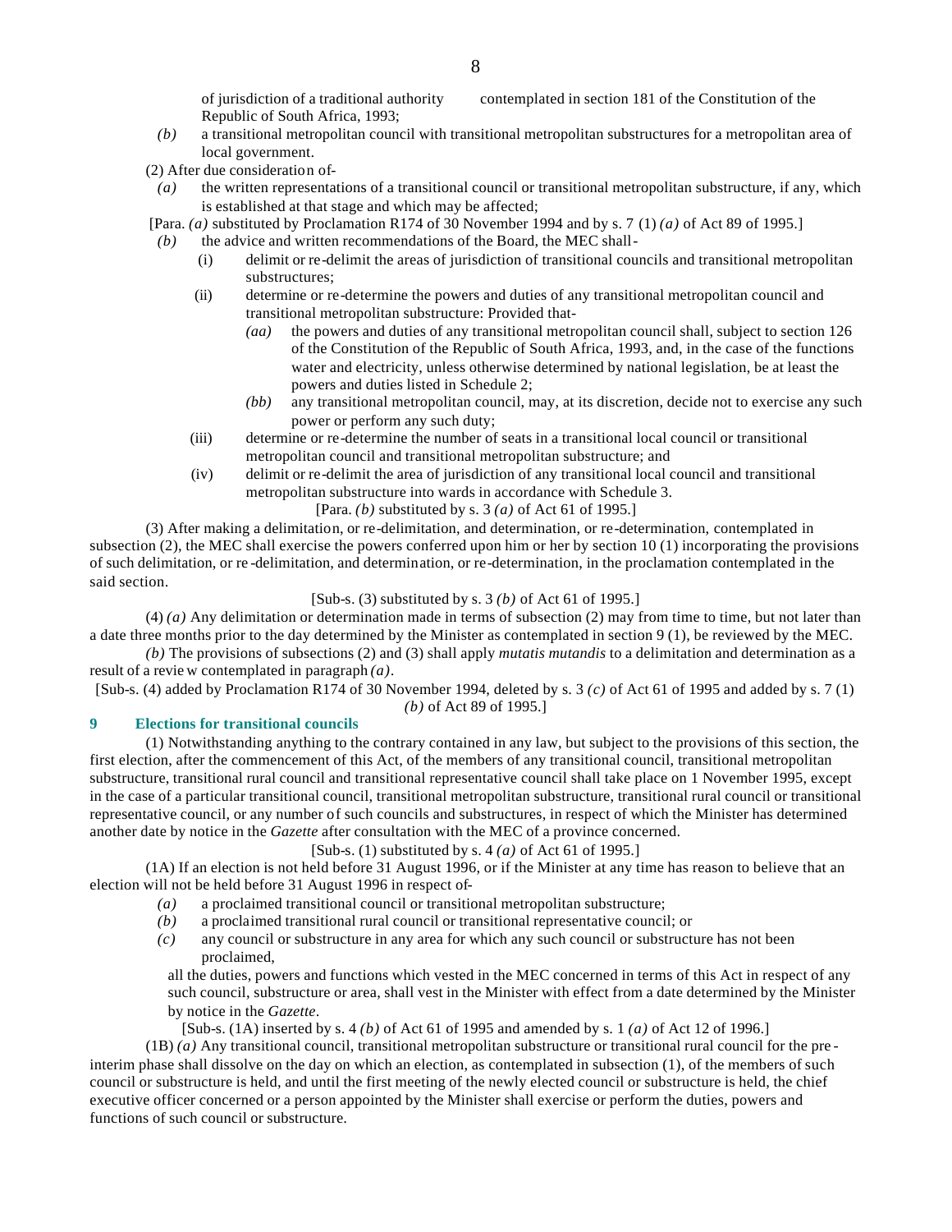of jurisdiction of a traditional authority contemplated in section 181 of the Constitution of the Republic of South Africa, 1993;

*(b)* a transitional metropolitan council with transitional metropolitan substructures for a metropolitan area of local government.

(2) After due consideration of-

*(a)* the written representations of a transitional council or transitional metropolitan substructure, if any, which is established at that stage and which may be affected;

[Para. *(a)* substituted by Proclamation R174 of 30 November 1994 and by s. 7 (1) *(a)* of Act 89 of 1995.]

*(b)* the advice and written recommendations of the Board, the MEC shall-

(i) delimit or re-delimit the areas of jurisdiction of transitional councils and transitional metropolitan substructures;

(ii) determine or re-determine the powers and duties of any transitional metropolitan council and transitional metropolitan substructure: Provided that-

*(aa)* the powers and duties of any transitional metropolitan council shall, subject to section 126 of the Constitution of the Republic of South Africa, 1993, and, in the case of the functions water and electricity, unless otherwise determined by national legislation, be at least the powers and duties listed in Schedule 2;

*(bb)* any transitional metropolitan council, may, at its discretion, decide not to exercise any such power or perform any such duty;

(iii) determine or re-determine the number of seats in a transitional local council or transitional metropolitan council and transitional metropolitan substructure; and

(iv) delimit or re-delimit the area of jurisdiction of any transitional local council and transitional metropolitan substructure into wards in accordance with Schedule 3.

[Para. *(b)* substituted by s. 3 *(a)* of Act 61 of 1995.]

(3) After making a delimitation, or re-delimitation, and determination, or re-determination, contemplated in subsection (2), the MEC shall exercise the powers conferred upon him or her by section 10 (1) incorporating the provisions of such delimitation, or re-delimitation, and determination, or re-determination, in the proclamation contemplated in the said section.

[Sub-s. (3) substituted by s. 3 *(b)* of Act 61 of 1995.]

(4) *(a)* Any delimitation or determination made in terms of subsection (2) may from time to time, but not later than a date three months prior to the day determined by the Minister as contemplated in section 9 (1), be reviewed by the MEC.

*(b)* The provisions of subsections (2) and (3) shall apply *mutatis mutandis* to a delimitation and determination as a result of a review contemplated in paragraph *(a)*.

[Sub-s. (4) added by Proclamation R174 of 30 November 1994, deleted by s. 3 *(c)* of Act 61 of 1995 and added by s. 7 (1) *(b)* of Act 89 of 1995.]

### 9 Elections for transitional councils

(1) Notwithstanding anything to the contrary contained in any law, but subject to the provisions of this section, the first election, after the commencement of this Act, of the members of any transitional council, transitional metropolitan substructure, transitional rural council and transitional representative council shall take place on 1 November 1995, except in the case of a particular transitional council, transitional metropolitan substructure, transitional rural council or transitional representative council, or any number of such councils and substructures, in respect of which the Minister has determined another date by notice in the *Gazette* after consultation with the MEC of a province concerned.

[Sub-s. (1) substituted by s. 4 *(a)* of Act 61 of 1995.]

(1A) If an election is not held before 31 August 1996, or if the Minister at any time has reason to believe that an election will not be held before 31 August 1996 in respect of-

*(a)* a proclaimed transitional council or transitional metropolitan substructure;

*(b)* a proclaimed transitional rural council or transitional representative council; or

*(c)* any council or substructure in any area for which any such council or substructure has not been proclaimed,

all the duties, powers and functions which vested in the MEC concerned in terms of this Act in respect of any such council, substructure or area, shall vest in the Minister with effect from a date determined by the Minister by notice in the *Gazette*.

[Sub-s. (1A) inserted by s. 4 *(b)* of Act 61 of 1995 and amended by s. 1 *(a)* of Act 12 of 1996.]

(1B) *(a)* Any transitional council, transitional metropolitan substructure or transitional rural council for the pre-interim phase shall dissolve on the day on which an election, as contemplated in subsection (1), of the members of such council or substructure is held, and until the first meeting of the newly elected council or substructure is held, the chief executive officer concerned or a person appointed by the Minister shall exercise or perform the duties, powers and functions of such council or substructure.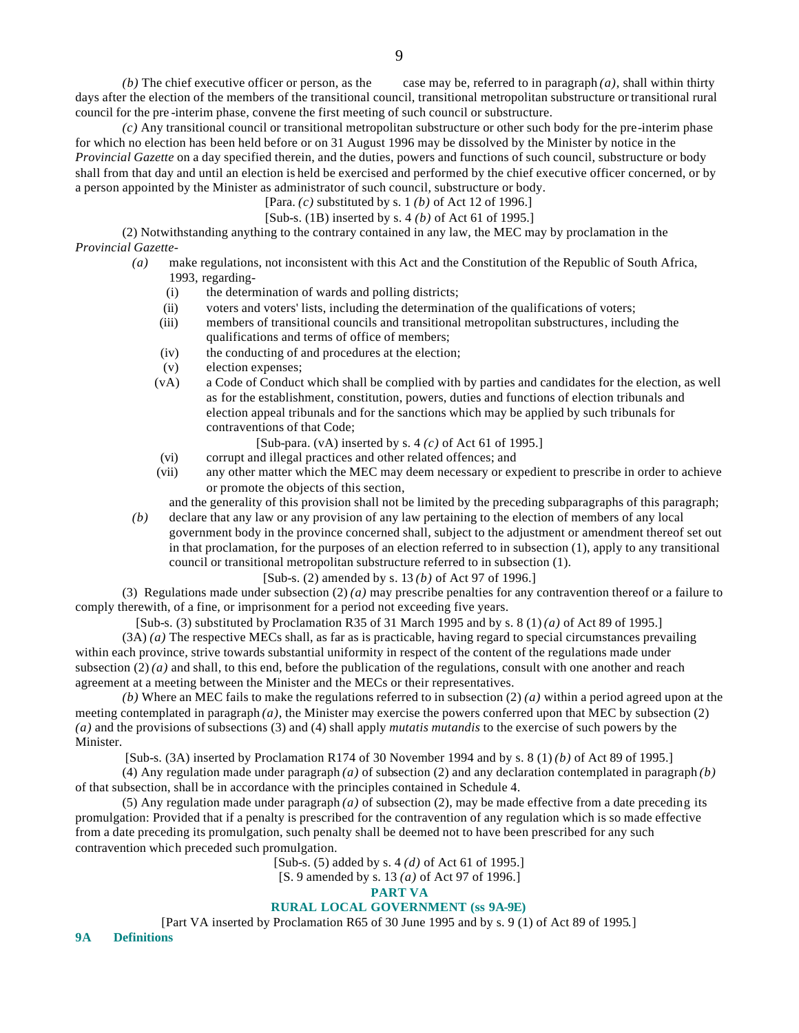*(b)* The chief executive officer or person, as the case may be, referred to in paragraph *(a)*, shall within thirty days after the election of the members of the transitional council, transitional metropolitan substructure or transitional rural council for the pre-interim phase, convene the first meeting of such council or substructure.

*(c)* Any transitional council or transitional metropolitan substructure or other such body for the pre-interim phase for which no election has been held before or on 31 August 1996 may be dissolved by the Minister by notice in the *Provincial Gazette* on a day specified therein, and the duties, powers and functions of such council, substructure or body shall from that day and until an election is held be exercised and performed by the chief executive officer concerned, or by a person appointed by the Minister as administrator of such council, substructure or body.

[Para. *(c)* substituted by s. 1 *(b)* of Act 12 of 1996.]

[Sub-s. (1B) inserted by s. 4 *(b)* of Act 61 of 1995.]

(2) Notwithstanding anything to the contrary contained in any law, the MEC may by proclamation in the *Provincial Gazette*-

*(a)* make regulations, not inconsistent with this Act and the Constitution of the Republic of South Africa, 1993, regarding-

(i) the determination of wards and polling districts;

(ii) voters and voters' lists, including the determination of the qualifications of voters;

(iii) members of transitional councils and transitional metropolitan substructures, including the qualifications and terms of office of members;

(iv) the conducting of and procedures at the election;

(v) election expenses;

(vA) a Code of Conduct which shall be complied with by parties and candidates for the election, as well as for the establishment, constitution, powers, duties and functions of election tribunals and election appeal tribunals and for the sanctions which may be applied by such tribunals for contraventions of that Code;

[Sub-para. (vA) inserted by s. 4 *(c)* of Act 61 of 1995.]

(vi) corrupt and illegal practices and other related offences; and

(vii) any other matter which the MEC may deem necessary or expedient to prescribe in order to achieve or promote the objects of this section,

and the generality of this provision shall not be limited by the preceding subparagraphs of this paragraph;

*(b)* declare that any law or any provision of any law pertaining to the election of members of any local government body in the province concerned shall, subject to the adjustment or amendment thereof set out in that proclamation, for the purposes of an election referred to in subsection (1), apply to any transitional council or transitional metropolitan substructure referred to in subsection (1).

[Sub-s. (2) amended by s. 13 *(b)* of Act 97 of 1996.]

(3) Regulations made under subsection (2) *(a)* may prescribe penalties for any contravention thereof or a failure to comply therewith, of a fine, or imprisonment for a period not exceeding five years.

[Sub-s. (3) substituted by Proclamation R35 of 31 March 1995 and by s. 8 (1) *(a)* of Act 89 of 1995.]

(3A) *(a)* The respective MECs shall, as far as is practicable, having regard to special circumstances prevailing within each province, strive towards substantial uniformity in respect of the content of the regulations made under subsection (2) *(a)* and shall, to this end, before the publication of the regulations, consult with one another and reach agreement at a meeting between the Minister and the MECs or their representatives.

*(b)* Where an MEC fails to make the regulations referred to in subsection (2) *(a)* within a period agreed upon at the meeting contemplated in paragraph *(a)*, the Minister may exercise the powers conferred upon that MEC by subsection (2) *(a)* and the provisions of subsections (3) and (4) shall apply *mutatis mutandis* to the exercise of such powers by the Minister.

[Sub-s. (3A) inserted by Proclamation R174 of 30 November 1994 and by s. 8 (1) *(b)* of Act 89 of 1995.]

(4) Any regulation made under paragraph *(a)* of subsection (2) and any declaration contemplated in paragraph *(b)* of that subsection, shall be in accordance with the principles contained in Schedule 4.

(5) Any regulation made under paragraph *(a)* of subsection (2), may be made effective from a date preceding its promulgation: Provided that if a penalty is prescribed for the contravention of any regulation which is so made effective from a date preceding its promulgation, such penalty shall be deemed not to have been prescribed for any such contravention which preceded such promulgation.

[Sub-s. (5) added by s. 4 *(d)* of Act 61 of 1995.]

[S. 9 amended by s. 13 *(a)* of Act 97 of 1996.]

## PART VA
## RURAL LOCAL GOVERNMENT (ss 9A-9E)

[Part VA inserted by Proclamation R65 of 30 June 1995 and by s. 9 (1) of Act 89 of 1995.]

### 9A Definitions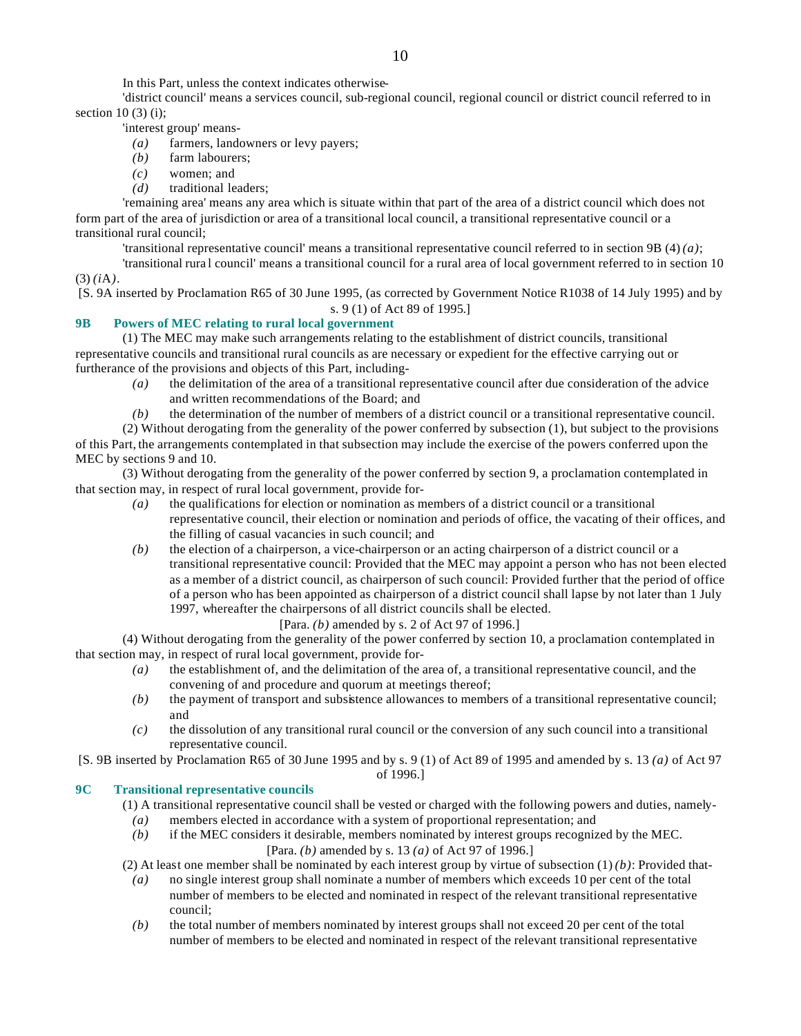In this Part, unless the context indicates otherwise-

'district council' means a services council, sub-regional council, regional council or district council referred to in section 10 (3) (i);

'interest group' means-

*(a)* farmers, landowners or levy payers;

*(b)* farm labourers;

*(c)* women; and

*(d)* traditional leaders;

'remaining area' means any area which is situate within that part of the area of a district council which does not form part of the area of jurisdiction or area of a transitional local council, a transitional representative council or a transitional rural council;

'transitional representative council' means a transitional representative council referred to in section 9B (4) *(a)*;

'transitional rural council' means a transitional council for a rural area of local government referred to in section 10 (3) *(i*A*)*.

[S. 9A inserted by Proclamation R65 of 30 June 1995, (as corrected by Government Notice R1038 of 14 July 1995) and by s. 9 (1) of Act 89 of 1995.]

### 9B Powers of MEC relating to rural local government

(1) The MEC may make such arrangements relating to the establishment of district councils, transitional representative councils and transitional rural councils as are necessary or expedient for the effective carrying out or furtherance of the provisions and objects of this Part, including-

*(a)* the delimitation of the area of a transitional representative council after due consideration of the advice and written recommendations of the Board; and

*(b)* the determination of the number of members of a district council or a transitional representative council.

(2) Without derogating from the generality of the power conferred by subsection (1), but subject to the provisions of this Part, the arrangements contemplated in that subsection may include the exercise of the powers conferred upon the MEC by sections 9 and 10.

(3) Without derogating from the generality of the power conferred by section 9, a proclamation contemplated in that section may, in respect of rural local government, provide for-

*(a)* the qualifications for election or nomination as members of a district council or a transitional representative council, their election or nomination and periods of office, the vacating of their offices, and the filling of casual vacancies in such council; and

*(b)* the election of a chairperson, a vice-chairperson or an acting chairperson of a district council or a transitional representative council: Provided that the MEC may appoint a person who has not been elected as a member of a district council, as chairperson of such council: Provided further that the period of office of a person who has been appointed as chairperson of a district council shall lapse by not later than 1 July 1997, whereafter the chairpersons of all district councils shall be elected.

[Para. *(b)* amended by s. 2 of Act 97 of 1996.]

(4) Without derogating from the generality of the power conferred by section 10, a proclamation contemplated in that section may, in respect of rural local government, provide for-

*(a)* the establishment of, and the delimitation of the area of, a transitional representative council, and the convening of and procedure and quorum at meetings thereof;

*(b)* the payment of transport and subsistence allowances to members of a transitional representative council; and

*(c)* the dissolution of any transitional rural council or the conversion of any such council into a transitional representative council.

[S. 9B inserted by Proclamation R65 of 30 June 1995 and by s. 9 (1) of Act 89 of 1995 and amended by s. 13 *(a)* of Act 97 of 1996.]

### 9C Transitional representative councils

(1) A transitional representative council shall be vested or charged with the following powers and duties, namely-

*(a)* members elected in accordance with a system of proportional representation; and

*(b)* if the MEC considers it desirable, members nominated by interest groups recognized by the MEC.

[Para. *(b)* amended by s. 13 *(a)* of Act 97 of 1996.]

(2) At least one member shall be nominated by each interest group by virtue of subsection (1) *(b)*: Provided that-

*(a)* no single interest group shall nominate a number of members which exceeds 10 per cent of the total number of members to be elected and nominated in respect of the relevant transitional representative council;

*(b)* the total number of members nominated by interest groups shall not exceed 20 per cent of the total number of members to be elected and nominated in respect of the relevant transitional representative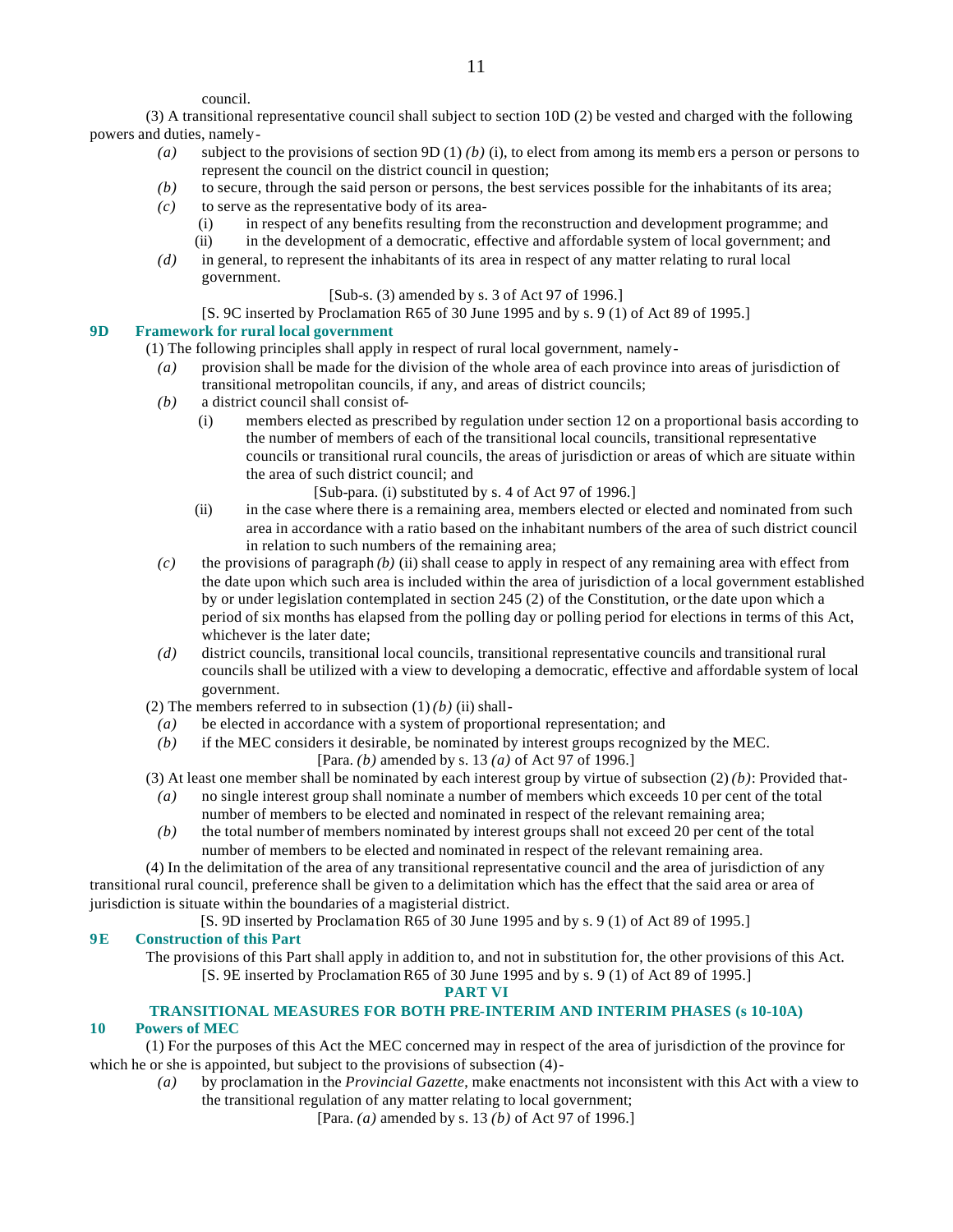council.

(3) A transitional representative council shall subject to section 10D (2) be vested and charged with the following powers and duties, namely-

*(a)* subject to the provisions of section 9D (1) *(b)* (i), to elect from among its members a person or persons to represent the council on the district council in question;

*(b)* to secure, through the said person or persons, the best services possible for the inhabitants of its area;

*(c)* to serve as the representative body of its area-

(i) in respect of any benefits resulting from the reconstruction and development programme; and

(ii) in the development of a democratic, effective and affordable system of local government; and

*(d)* in general, to represent the inhabitants of its area in respect of any matter relating to rural local government.

[Sub-s. (3) amended by s. 3 of Act 97 of 1996.]

[S. 9C inserted by Proclamation R65 of 30 June 1995 and by s. 9 (1) of Act 89 of 1995.]

### 9D Framework for rural local government

(1) The following principles shall apply in respect of rural local government, namely-

*(a)* provision shall be made for the division of the whole area of each province into areas of jurisdiction of transitional metropolitan councils, if any, and areas of district councils;

*(b)* a district council shall consist of-

(i) members elected as prescribed by regulation under section 12 on a proportional basis according to the number of members of each of the transitional local councils, transitional representative councils or transitional rural councils, the areas of jurisdiction or areas of which are situate within the area of such district council; and

[Sub-para. (i) substituted by s. 4 of Act 97 of 1996.]

(ii) in the case where there is a remaining area, members elected or elected and nominated from such area in accordance with a ratio based on the inhabitant numbers of the area of such district council in relation to such numbers of the remaining area;

*(c)* the provisions of paragraph *(b)* (ii) shall cease to apply in respect of any remaining area with effect from the date upon which such area is included within the area of jurisdiction of a local government established by or under legislation contemplated in section 245 (2) of the Constitution, or the date upon which a period of six months has elapsed from the polling day or polling period for elections in terms of this Act, whichever is the later date;

*(d)* district councils, transitional local councils, transitional representative councils and transitional rural councils shall be utilized with a view to developing a democratic, effective and affordable system of local government.

(2) The members referred to in subsection (1) *(b)* (ii) shall-

*(a)* be elected in accordance with a system of proportional representation; and

*(b)* if the MEC considers it desirable, be nominated by interest groups recognized by the MEC.

[Para. *(b)* amended by s. 13 *(a)* of Act 97 of 1996.]

(3) At least one member shall be nominated by each interest group by virtue of subsection (2) *(b)*: Provided that-

*(a)* no single interest group shall nominate a number of members which exceeds 10 per cent of the total number of members to be elected and nominated in respect of the relevant remaining area;

*(b)* the total number of members nominated by interest groups shall not exceed 20 per cent of the total number of members to be elected and nominated in respect of the relevant remaining area.

(4) In the delimitation of the area of any transitional representative council and the area of jurisdiction of any transitional rural council, preference shall be given to a delimitation which has the effect that the said area or area of jurisdiction is situate within the boundaries of a magisterial district.

[S. 9D inserted by Proclamation R65 of 30 June 1995 and by s. 9 (1) of Act 89 of 1995.]

### 9E Construction of this Part

The provisions of this Part shall apply in addition to, and not in substitution for, the other provisions of this Act.

[S. 9E inserted by Proclamation R65 of 30 June 1995 and by s. 9 (1) of Act 89 of 1995.]

## PART VI

## TRANSITIONAL MEASURES FOR BOTH PRE-INTERIM AND INTERIM PHASES (s 10-10A)

### 10 Powers of MEC

(1) For the purposes of this Act the MEC concerned may in respect of the area of jurisdiction of the province for which he or she is appointed, but subject to the provisions of subsection (4)-

*(a)* by proclamation in the *Provincial Gazette*, make enactments not inconsistent with this Act with a view to the transitional regulation of any matter relating to local government;

[Para. *(a)* amended by s. 13 *(b)* of Act 97 of 1996.]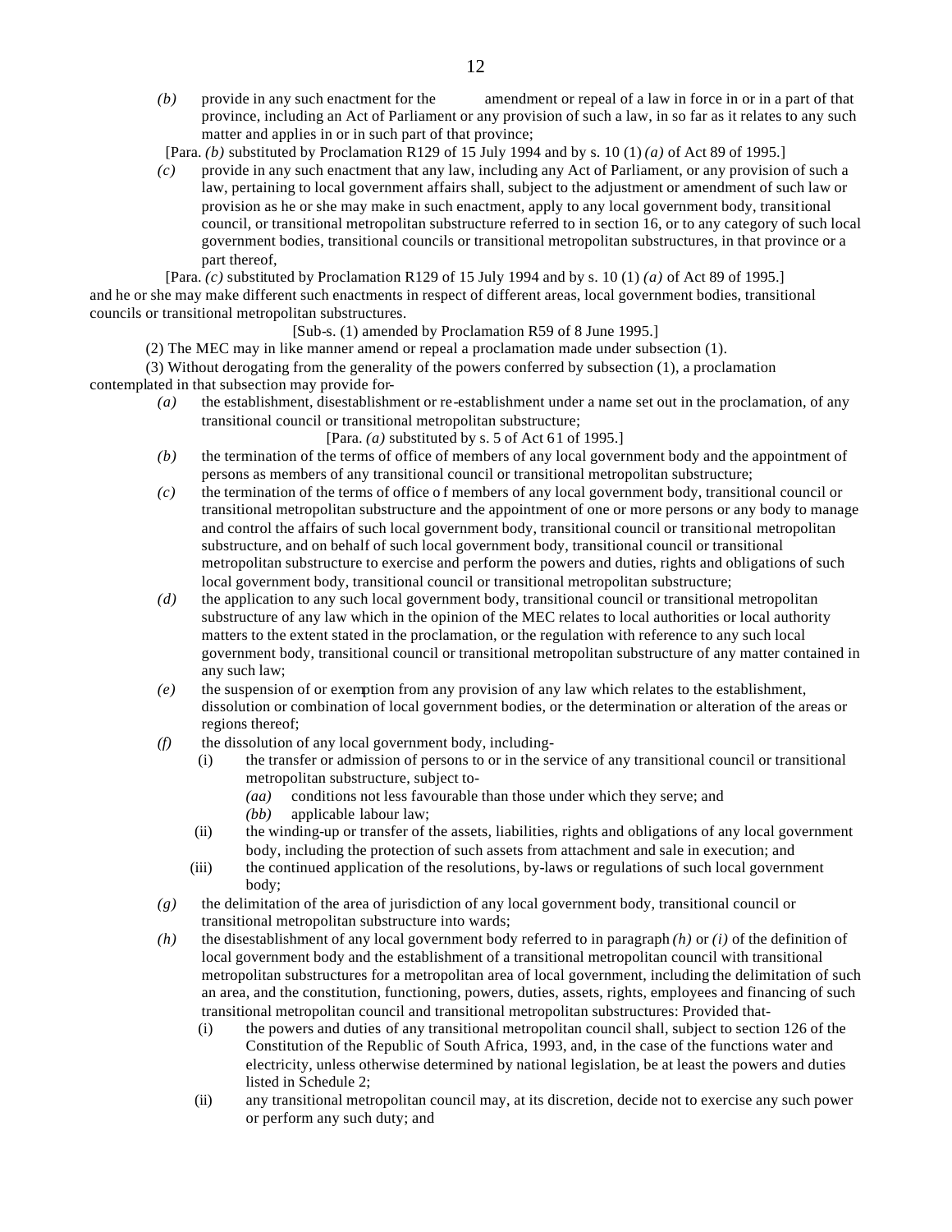*(b)* provide in any such enactment for the amendment or repeal of a law in force in or in a part of that province, including an Act of Parliament or any provision of such a law, in so far as it relates to any such matter and applies in or in such part of that province;

[Para. *(b)* substituted by Proclamation R129 of 15 July 1994 and by s. 10 (1) *(a)* of Act 89 of 1995.]

*(c)* provide in any such enactment that any law, including any Act of Parliament, or any provision of such a law, pertaining to local government affairs shall, subject to the adjustment or amendment of such law or provision as he or she may make in such enactment, apply to any local government body, transitional council, or transitional metropolitan substructure referred to in section 16, or to any category of such local government bodies, transitional councils or transitional metropolitan substructures, in that province or a part thereof,

[Para. *(c)* substituted by Proclamation R129 of 15 July 1994 and by s. 10 (1) *(a)* of Act 89 of 1995.]

and he or she may make different such enactments in respect of different areas, local government bodies, transitional councils or transitional metropolitan substructures.

[Sub-s. (1) amended by Proclamation R59 of 8 June 1995.]

(2) The MEC may in like manner amend or repeal a proclamation made under subsection (1).

(3) Without derogating from the generality of the powers conferred by subsection (1), a proclamation contemplated in that subsection may provide for-

*(a)* the establishment, disestablishment or re-establishment under a name set out in the proclamation, of any transitional council or transitional metropolitan substructure;

[Para. *(a)* substituted by s. 5 of Act 61 of 1995.]

*(b)* the termination of the terms of office of members of any local government body and the appointment of persons as members of any transitional council or transitional metropolitan substructure;

*(c)* the termination of the terms of office of members of any local government body, transitional council or transitional metropolitan substructure and the appointment of one or more persons or any body to manage and control the affairs of such local government body, transitional council or transitional metropolitan substructure, and on behalf of such local government body, transitional council or transitional metropolitan substructure to exercise and perform the powers and duties, rights and obligations of such local government body, transitional council or transitional metropolitan substructure;

*(d)* the application to any such local government body, transitional council or transitional metropolitan substructure of any law which in the opinion of the MEC relates to local authorities or local authority matters to the extent stated in the proclamation, or the regulation with reference to any such local government body, transitional council or transitional metropolitan substructure of any matter contained in any such law;

*(e)* the suspension of or exemption from any provision of any law which relates to the establishment, dissolution or combination of local government bodies, or the determination or alteration of the areas or regions thereof;

*(f)* the dissolution of any local government body, including-

(i) the transfer or admission of persons to or in the service of any transitional council or transitional metropolitan substructure, subject to-

*(aa)* conditions not less favourable than those under which they serve; and

*(bb)* applicable labour law;

(ii) the winding-up or transfer of the assets, liabilities, rights and obligations of any local government body, including the protection of such assets from attachment and sale in execution; and

(iii) the continued application of the resolutions, by-laws or regulations of such local government body;

*(g)* the delimitation of the area of jurisdiction of any local government body, transitional council or transitional metropolitan substructure into wards;

*(h)* the disestablishment of any local government body referred to in paragraph *(h)* or *(i)* of the definition of local government body and the establishment of a transitional metropolitan council with transitional metropolitan substructures for a metropolitan area of local government, including the delimitation of such an area, and the constitution, functioning, powers, duties, assets, rights, employees and financing of such transitional metropolitan council and transitional metropolitan substructures: Provided that-

(i) the powers and duties of any transitional metropolitan council shall, subject to section 126 of the Constitution of the Republic of South Africa, 1993, and, in the case of the functions water and electricity, unless otherwise determined by national legislation, be at least the powers and duties listed in Schedule 2;

(ii) any transitional metropolitan council may, at its discretion, decide not to exercise any such power or perform any such duty; and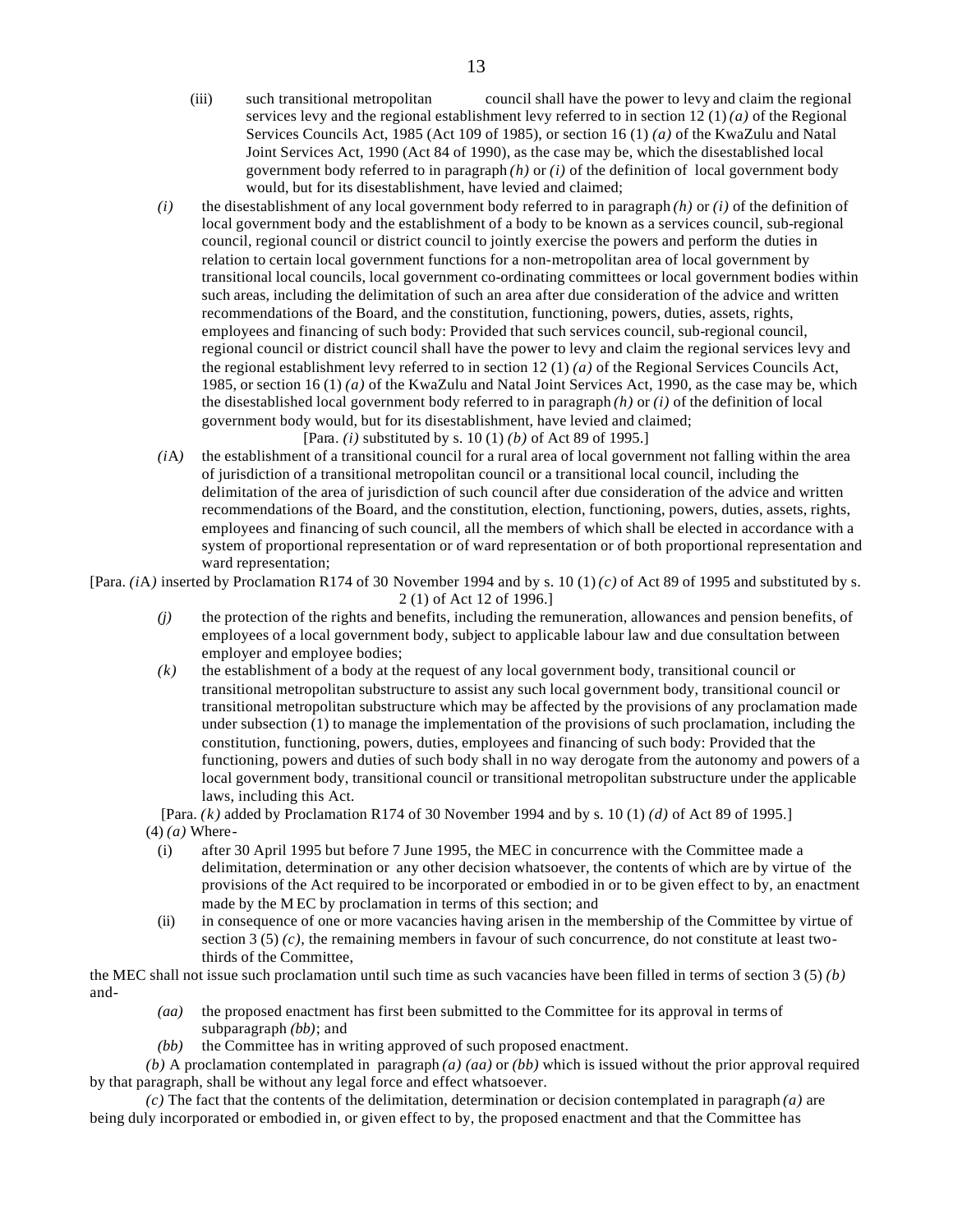(iii) such transitional metropolitan council shall have the power to levy and claim the regional services levy and the regional establishment levy referred to in section 12 (1) *(a)* of the Regional Services Councils Act, 1985 (Act 109 of 1985), or section 16 (1) *(a)* of the KwaZulu and Natal Joint Services Act, 1990 (Act 84 of 1990), as the case may be, which the disestablished local government body referred to in paragraph *(h)* or *(i)* of the definition of local government body would, but for its disestablishment, have levied and claimed;

*(i)* the disestablishment of any local government body referred to in paragraph *(h)* or *(i)* of the definition of local government body and the establishment of a body to be known as a services council, sub-regional council, regional council or district council to jointly exercise the powers and perform the duties in relation to certain local government functions for a non-metropolitan area of local government by transitional local councils, local government co-ordinating committees or local government bodies within such areas, including the delimitation of such an area after due consideration of the advice and written recommendations of the Board, and the constitution, functioning, powers, duties, assets, rights, employees and financing of such body: Provided that such services council, sub-regional council, regional council or district council shall have the power to levy and claim the regional services levy and the regional establishment levy referred to in section 12 (1) *(a)* of the Regional Services Councils Act, 1985, or section 16 (1) *(a)* of the KwaZulu and Natal Joint Services Act, 1990, as the case may be, which the disestablished local government body referred to in paragraph *(h)* or *(i)* of the definition of local government body would, but for its disestablishment, have levied and claimed;

[Para. *(i)* substituted by s. 10 (1) *(b)* of Act 89 of 1995.]

*(i*A*)* the establishment of a transitional council for a rural area of local government not falling within the area of jurisdiction of a transitional metropolitan council or a transitional local council, including the delimitation of the area of jurisdiction of such council after due consideration of the advice and written recommendations of the Board, and the constitution, election, functioning, powers, duties, assets, rights, employees and financing of such council, all the members of which shall be elected in accordance with a system of proportional representation or of ward representation or of both proportional representation and ward representation;

[Para. *(i*A*)* inserted by Proclamation R174 of 30 November 1994 and by s. 10 (1) *(c)* of Act 89 of 1995 and substituted by s. 2 (1) of Act 12 of 1996.]

*(j)* the protection of the rights and benefits, including the remuneration, allowances and pension benefits, of employees of a local government body, subject to applicable labour law and due consultation between employer and employee bodies;

*(k)* the establishment of a body at the request of any local government body, transitional council or transitional metropolitan substructure to assist any such local government body, transitional council or transitional metropolitan substructure which may be affected by the provisions of any proclamation made under subsection (1) to manage the implementation of the provisions of such proclamation, including the constitution, functioning, powers, duties, employees and financing of such body: Provided that the functioning, powers and duties of such body shall in no way derogate from the autonomy and powers of a local government body, transitional council or transitional metropolitan substructure under the applicable laws, including this Act.

[Para. *(k)* added by Proclamation R174 of 30 November 1994 and by s. 10 (1) *(d)* of Act 89 of 1995.]

(4) *(a)* Where-

(i) after 30 April 1995 but before 7 June 1995, the MEC in concurrence with the Committee made a delimitation, determination or any other decision whatsoever, the contents of which are by virtue of the provisions of the Act required to be incorporated or embodied in or to be given effect to by, an enactment made by the MEC by proclamation in terms of this section; and

(ii) in consequence of one or more vacancies having arisen in the membership of the Committee by virtue of section 3 (5) *(c)*, the remaining members in favour of such concurrence, do not constitute at least two-thirds of the Committee,

the MEC shall not issue such proclamation until such time as such vacancies have been filled in terms of section 3 (5) *(b)* and-

*(aa)* the proposed enactment has first been submitted to the Committee for its approval in terms of subparagraph *(bb)*; and

*(bb)* the Committee has in writing approved of such proposed enactment.

*(b)* A proclamation contemplated in paragraph *(a)* *(aa)* or *(bb)* which is issued without the prior approval required by that paragraph, shall be without any legal force and effect whatsoever.

*(c)* The fact that the contents of the delimitation, determination or decision contemplated in paragraph *(a)* are being duly incorporated or embodied in, or given effect to by, the proposed enactment and that the Committee has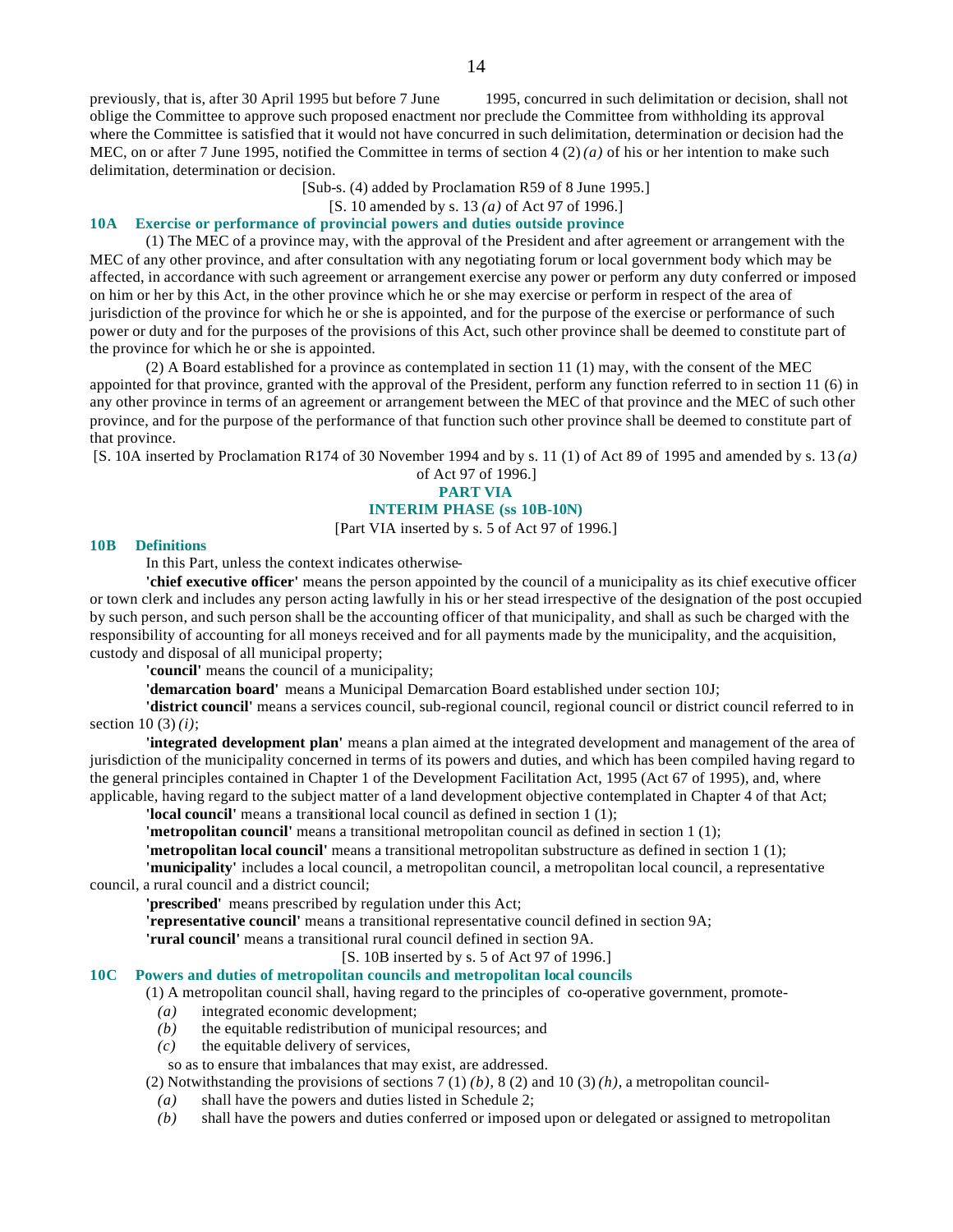previously, that is, after 30 April 1995 but before 7 June 1995, concurred in such delimitation or decision, shall not oblige the Committee to approve such proposed enactment nor preclude the Committee from withholding its approval where the Committee is satisfied that it would not have concurred in such delimitation, determination or decision had the MEC, on or after 7 June 1995, notified the Committee in terms of section 4 (2) *(a)* of his or her intention to make such delimitation, determination or decision.

[Sub-s. (4) added by Proclamation R59 of 8 June 1995.]

[S. 10 amended by s. 13 *(a)* of Act 97 of 1996.]

### 10A Exercise or performance of provincial powers and duties outside province

(1) The MEC of a province may, with the approval of the President and after agreement or arrangement with the MEC of any other province, and after consultation with any negotiating forum or local government body which may be affected, in accordance with such agreement or arrangement exercise any power or perform any duty conferred or imposed on him or her by this Act, in the other province which he or she may exercise or perform in respect of the area of jurisdiction of the province for which he or she is appointed, and for the purpose of the exercise or performance of such power or duty and for the purposes of the provisions of this Act, such other province shall be deemed to constitute part of the province for which he or she is appointed.

(2) A Board established for a province as contemplated in section 11 (1) may, with the consent of the MEC appointed for that province, granted with the approval of the President, perform any function referred to in section 11 (6) in any other province in terms of an agreement or arrangement between the MEC of that province and the MEC of such other province, and for the purpose of the performance of that function such other province shall be deemed to constitute part of that province.

[S. 10A inserted by Proclamation R174 of 30 November 1994 and by s. 11 (1) of Act 89 of 1995 and amended by s. 13 *(a)* of Act 97 of 1996.]

## PART VIA
## INTERIM PHASE (ss 10B-10N)

[Part VIA inserted by s. 5 of Act 97 of 1996.]

### 10B Definitions

In this Part, unless the context indicates otherwise-

**'chief executive officer'** means the person appointed by the council of a municipality as its chief executive officer or town clerk and includes any person acting lawfully in his or her stead irrespective of the designation of the post occupied by such person, and such person shall be the accounting officer of that municipality, and shall as such be charged with the responsibility of accounting for all moneys received and for all payments made by the municipality, and the acquisition, custody and disposal of all municipal property;

**'council'** means the council of a municipality;

**'demarcation board'** means a Municipal Demarcation Board established under section 10J;

**'district council'** means a services council, sub-regional council, regional council or district council referred to in section 10 (3) *(i)*;

**'integrated development plan'** means a plan aimed at the integrated development and management of the area of jurisdiction of the municipality concerned in terms of its powers and duties, and which has been compiled having regard to the general principles contained in Chapter 1 of the Development Facilitation Act, 1995 (Act 67 of 1995), and, where applicable, having regard to the subject matter of a land development objective contemplated in Chapter 4 of that Act;

**'local council'** means a transitional local council as defined in section 1 (1);

**'metropolitan council'** means a transitional metropolitan council as defined in section 1 (1);

**'metropolitan local council'** means a transitional metropolitan substructure as defined in section 1 (1);

**'municipality'** includes a local council, a metropolitan council, a metropolitan local council, a representative council, a rural council and a district council;

**'prescribed'** means prescribed by regulation under this Act;

**'representative council'** means a transitional representative council defined in section 9A;

**'rural council'** means a transitional rural council defined in section 9A.

[S. 10B inserted by s. 5 of Act 97 of 1996.]

### 10C Powers and duties of metropolitan councils and metropolitan local councils

(1) A metropolitan council shall, having regard to the principles of co-operative government, promote-

*(a)* integrated economic development;

*(b)* the equitable redistribution of municipal resources; and

*(c)* the equitable delivery of services,

so as to ensure that imbalances that may exist, are addressed.

(2) Notwithstanding the provisions of sections 7 (1) *(b)*, 8 (2) and 10 (3) *(h)*, a metropolitan council-

*(a)* shall have the powers and duties listed in Schedule 2;

*(b)* shall have the powers and duties conferred or imposed upon or delegated or assigned to metropolitan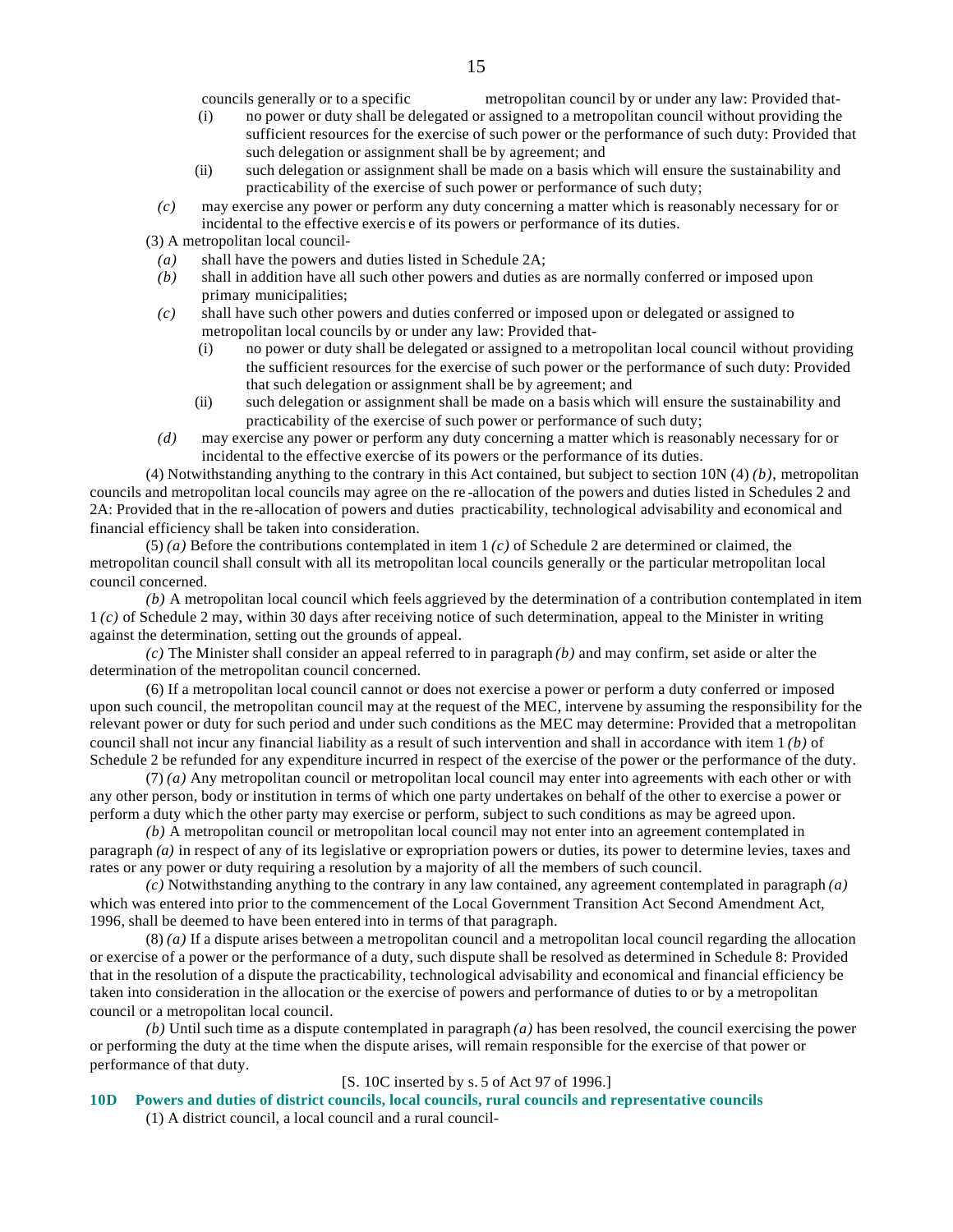councils generally or to a specific metropolitan council by or under any law: Provided that-

(i) no power or duty shall be delegated or assigned to a metropolitan council without providing the sufficient resources for the exercise of such power or the performance of such duty: Provided that such delegation or assignment shall be by agreement; and

(ii) such delegation or assignment shall be made on a basis which will ensure the sustainability and practicability of the exercise of such power or performance of such duty;

*(c)* may exercise any power or perform any duty concerning a matter which is reasonably necessary for or incidental to the effective exercise of its powers or performance of its duties.

(3) A metropolitan local council-

*(a)* shall have the powers and duties listed in Schedule 2A;

*(b)* shall in addition have all such other powers and duties as are normally conferred or imposed upon primary municipalities;

*(c)* shall have such other powers and duties conferred or imposed upon or delegated or assigned to metropolitan local councils by or under any law: Provided that-

(i) no power or duty shall be delegated or assigned to a metropolitan local council without providing the sufficient resources for the exercise of such power or the performance of such duty: Provided that such delegation or assignment shall be by agreement; and

(ii) such delegation or assignment shall be made on a basis which will ensure the sustainability and practicability of the exercise of such power or performance of such duty;

*(d)* may exercise any power or perform any duty concerning a matter which is reasonably necessary for or incidental to the effective exercise of its powers or the performance of its duties.

(4) Notwithstanding anything to the contrary in this Act contained, but subject to section 10N (4) *(b)*, metropolitan councils and metropolitan local councils may agree on the re-allocation of the powers and duties listed in Schedules 2 and 2A: Provided that in the re-allocation of powers and duties practicability, technological advisability and economical and financial efficiency shall be taken into consideration.

(5) *(a)* Before the contributions contemplated in item 1 *(c)* of Schedule 2 are determined or claimed, the metropolitan council shall consult with all its metropolitan local councils generally or the particular metropolitan local council concerned.

*(b)* A metropolitan local council which feels aggrieved by the determination of a contribution contemplated in item 1 *(c)* of Schedule 2 may, within 30 days after receiving notice of such determination, appeal to the Minister in writing against the determination, setting out the grounds of appeal.

*(c)* The Minister shall consider an appeal referred to in paragraph *(b)* and may confirm, set aside or alter the determination of the metropolitan council concerned.

(6) If a metropolitan local council cannot or does not exercise a power or perform a duty conferred or imposed upon such council, the metropolitan council may at the request of the MEC, intervene by assuming the responsibility for the relevant power or duty for such period and under such conditions as the MEC may determine: Provided that a metropolitan council shall not incur any financial liability as a result of such intervention and shall in accordance with item 1 *(b)* of Schedule 2 be refunded for any expenditure incurred in respect of the exercise of the power or the performance of the duty.

(7) *(a)* Any metropolitan council or metropolitan local council may enter into agreements with each other or with any other person, body or institution in terms of which one party undertakes on behalf of the other to exercise a power or perform a duty which the other party may exercise or perform, subject to such conditions as may be agreed upon.

*(b)* A metropolitan council or metropolitan local council may not enter into an agreement contemplated in paragraph *(a)* in respect of any of its legislative or expropriation powers or duties, its power to determine levies, taxes and rates or any power or duty requiring a resolution by a majority of all the members of such council.

*(c)* Notwithstanding anything to the contrary in any law contained, any agreement contemplated in paragraph *(a)* which was entered into prior to the commencement of the Local Government Transition Act Second Amendment Act, 1996, shall be deemed to have been entered into in terms of that paragraph.

(8) *(a)* If a dispute arises between a metropolitan council and a metropolitan local council regarding the allocation or exercise of a power or the performance of a duty, such dispute shall be resolved as determined in Schedule 8: Provided that in the resolution of a dispute the practicability, technological advisability and economical and financial efficiency be taken into consideration in the allocation or the exercise of powers and performance of duties to or by a metropolitan council or a metropolitan local council.

*(b)* Until such time as a dispute contemplated in paragraph *(a)* has been resolved, the council exercising the power or performing the duty at the time when the dispute arises, will remain responsible for the exercise of that power or performance of that duty.

[S. 10C inserted by s. 5 of Act 97 of 1996.]

**10D Powers and duties of district councils, local councils, rural councils and representative councils**

(1) A district council, a local council and a rural council-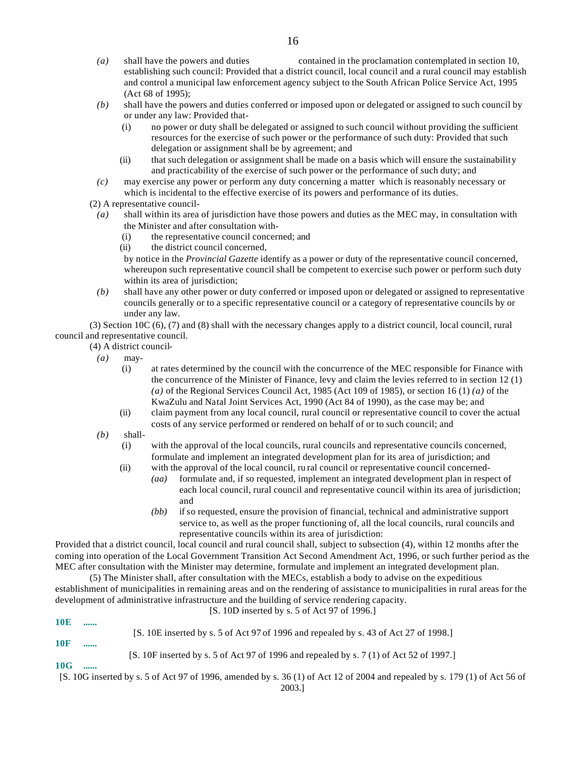*(a)* shall have the powers and duties contained in the proclamation contemplated in section 10, establishing such council: Provided that a district council, local council and a rural council may establish and control a municipal law enforcement agency subject to the South African Police Service Act, 1995 (Act 68 of 1995);

*(b)* shall have the powers and duties conferred or imposed upon or delegated or assigned to such council by or under any law: Provided that-

(i) no power or duty shall be delegated or assigned to such council without providing the sufficient resources for the exercise of such power or the performance of such duty: Provided that such delegation or assignment shall be by agreement; and

(ii) that such delegation or assignment shall be made on a basis which will ensure the sustainability and practicability of the exercise of such power or the performance of such duty; and

*(c)* may exercise any power or perform any duty concerning a matter which is reasonably necessary or which is incidental to the effective exercise of its powers and performance of its duties.

(2) A representative council-

*(a)* shall within its area of jurisdiction have those powers and duties as the MEC may, in consultation with the Minister and after consultation with-

(i) the representative council concerned; and

(ii) the district council concerned,

by notice in the *Provincial Gazette* identify as a power or duty of the representative council concerned, whereupon such representative council shall be competent to exercise such power or perform such duty within its area of jurisdiction;

*(b)* shall have any other power or duty conferred or imposed upon or delegated or assigned to representative councils generally or to a specific representative council or a category of representative councils by or under any law.

(3) Section 10C (6), (7) and (8) shall with the necessary changes apply to a district council, local council, rural council and representative council.

(4) A district council-

*(a)* may-

(i) at rates determined by the council with the concurrence of the MEC responsible for Finance with the concurrence of the Minister of Finance, levy and claim the levies referred to in section 12 (1) *(a)* of the Regional Services Council Act, 1985 (Act 109 of 1985), or section 16 (1) *(a)* of the KwaZulu and Natal Joint Services Act, 1990 (Act 84 of 1990), as the case may be; and

(ii) claim payment from any local council, rural council or representative council to cover the actual costs of any service performed or rendered on behalf of or to such council; and

*(b)* shall-

(i) with the approval of the local councils, rural councils and representative councils concerned, formulate and implement an integrated development plan for its area of jurisdiction; and

(ii) with the approval of the local council, rural council or representative council concerned-

*(aa)* formulate and, if so requested, implement an integrated development plan in respect of each local council, rural council and representative council within its area of jurisdiction; and

*(bb)* if so requested, ensure the provision of financial, technical and administrative support service to, as well as the proper functioning of, all the local councils, rural councils and representative councils within its area of jurisdiction:

Provided that a district council, local council and rural council shall, subject to subsection (4), within 12 months after the coming into operation of the Local Government Transition Act Second Amendment Act, 1996, or such further period as the MEC after consultation with the Minister may determine, formulate and implement an integrated development plan.

(5) The Minister shall, after consultation with the MECs, establish a body to advise on the expeditious establishment of municipalities in remaining areas and on the rendering of assistance to municipalities in rural areas for the development of administrative infrastructure and the building of service rendering capacity.

[S. 10D inserted by s. 5 of Act 97 of 1996.]

**10E ......**

[S. 10E inserted by s. 5 of Act 97 of 1996 and repealed by s. 43 of Act 27 of 1998.]

**10F ......**

[S. 10F inserted by s. 5 of Act 97 of 1996 and repealed by s. 7 (1) of Act 52 of 1997.]

**10G ......**

[S. 10G inserted by s. 5 of Act 97 of 1996, amended by s. 36 (1) of Act 12 of 2004 and repealed by s. 179 (1) of Act 56 of 2003.]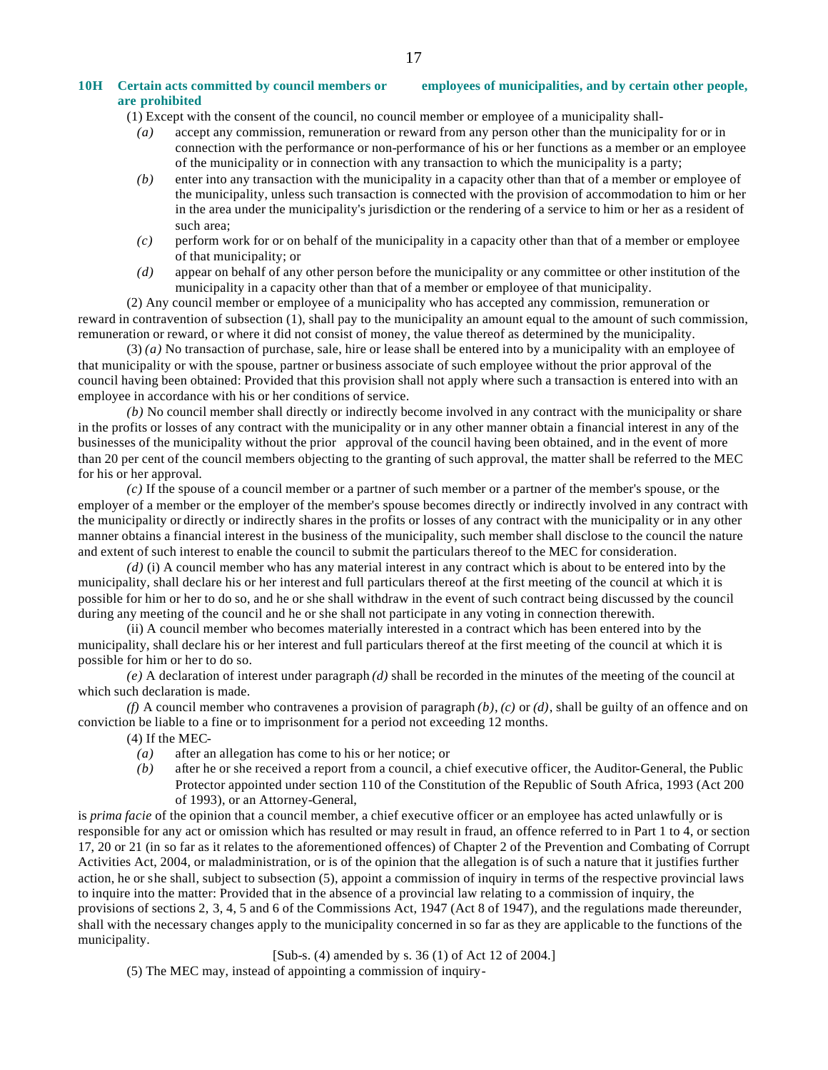### 10H Certain acts committed by council members or employees of municipalities, and by certain other people, are prohibited

(1) Except with the consent of the council, no council member or employee of a municipality shall-

*(a)* accept any commission, remuneration or reward from any person other than the municipality for or in connection with the performance or non-performance of his or her functions as a member or an employee of the municipality or in connection with any transaction to which the municipality is a party;

*(b)* enter into any transaction with the municipality in a capacity other than that of a member or employee of the municipality, unless such transaction is connected with the provision of accommodation to him or her in the area under the municipality's jurisdiction or the rendering of a service to him or her as a resident of such area;

*(c)* perform work for or on behalf of the municipality in a capacity other than that of a member or employee of that municipality; or

*(d)* appear on behalf of any other person before the municipality or any committee or other institution of the municipality in a capacity other than that of a member or employee of that municipality.

(2) Any council member or employee of a municipality who has accepted any commission, remuneration or reward in contravention of subsection (1), shall pay to the municipality an amount equal to the amount of such commission, remuneration or reward, or where it did not consist of money, the value thereof as determined by the municipality.

(3) *(a)* No transaction of purchase, sale, hire or lease shall be entered into by a municipality with an employee of that municipality or with the spouse, partner or business associate of such employee without the prior approval of the council having been obtained: Provided that this provision shall not apply where such a transaction is entered into with an employee in accordance with his or her conditions of service.

*(b)* No council member shall directly or indirectly become involved in any contract with the municipality or share in the profits or losses of any contract with the municipality or in any other manner obtain a financial interest in any of the businesses of the municipality without the prior approval of the council having been obtained, and in the event of more than 20 per cent of the council members objecting to the granting of such approval, the matter shall be referred to the MEC for his or her approval.

*(c)* If the spouse of a council member or a partner of such member or a partner of the member's spouse, or the employer of a member or the employer of the member's spouse becomes directly or indirectly involved in any contract with the municipality or directly or indirectly shares in the profits or losses of any contract with the municipality or in any other manner obtains a financial interest in the business of the municipality, such member shall disclose to the council the nature and extent of such interest to enable the council to submit the particulars thereof to the MEC for consideration.

*(d)* (i) A council member who has any material interest in any contract which is about to be entered into by the municipality, shall declare his or her interest and full particulars thereof at the first meeting of the council at which it is possible for him or her to do so, and he or she shall withdraw in the event of such contract being discussed by the council during any meeting of the council and he or she shall not participate in any voting in connection therewith.

(ii) A council member who becomes materially interested in a contract which has been entered into by the municipality, shall declare his or her interest and full particulars thereof at the first meeting of the council at which it is possible for him or her to do so.

*(e)* A declaration of interest under paragraph *(d)* shall be recorded in the minutes of the meeting of the council at which such declaration is made.

*(f)* A council member who contravenes a provision of paragraph *(b)*, *(c)* or *(d)*, shall be guilty of an offence and on conviction be liable to a fine or to imprisonment for a period not exceeding 12 months.

(4) If the MEC-

*(a)* after an allegation has come to his or her notice; or

*(b)* after he or she received a report from a council, a chief executive officer, the Auditor-General, the Public Protector appointed under section 110 of the Constitution of the Republic of South Africa, 1993 (Act 200 of 1993), or an Attorney-General,

is *prima facie* of the opinion that a council member, a chief executive officer or an employee has acted unlawfully or is responsible for any act or omission which has resulted or may result in fraud, an offence referred to in Part 1 to 4, or section 17, 20 or 21 (in so far as it relates to the aforementioned offences) of Chapter 2 of the Prevention and Combating of Corrupt Activities Act, 2004, or maladministration, or is of the opinion that the allegation is of such a nature that it justifies further action, he or she shall, subject to subsection (5), appoint a commission of inquiry in terms of the respective provincial laws to inquire into the matter: Provided that in the absence of a provincial law relating to a commission of inquiry, the provisions of sections 2, 3, 4, 5 and 6 of the Commissions Act, 1947 (Act 8 of 1947), and the regulations made thereunder, shall with the necessary changes apply to the municipality concerned in so far as they are applicable to the functions of the municipality.

[Sub-s. (4) amended by s. 36 (1) of Act 12 of 2004.]

(5) The MEC may, instead of appointing a commission of inquiry-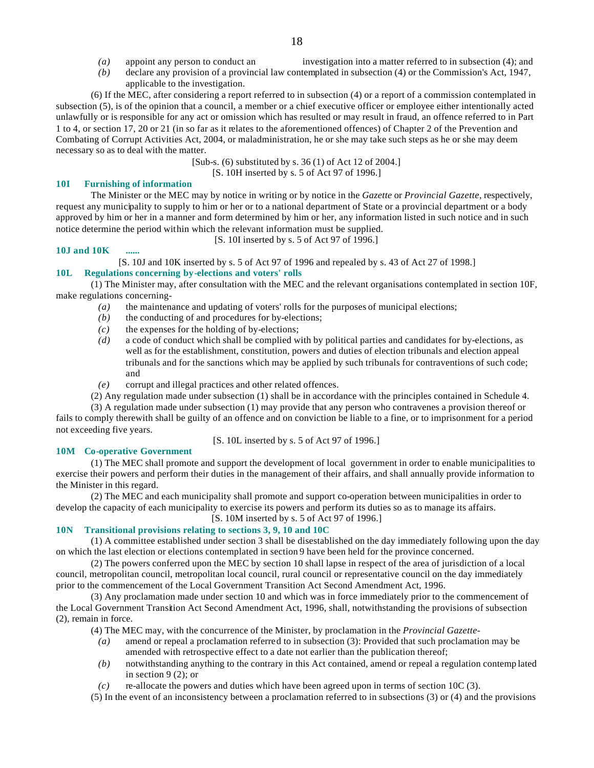*(a)* appoint any person to conduct an investigation into a matter referred to in subsection (4); and

*(b)* declare any provision of a provincial law contemplated in subsection (4) or the Commission's Act, 1947, applicable to the investigation.

(6) If the MEC, after considering a report referred to in subsection (4) or a report of a commission contemplated in subsection (5), is of the opinion that a council, a member or a chief executive officer or employee either intentionally acted unlawfully or is responsible for any act or omission which has resulted or may result in fraud, an offence referred to in Part 1 to 4, or section 17, 20 or 21 (in so far as it relates to the aforementioned offences) of Chapter 2 of the Prevention and Combating of Corrupt Activities Act, 2004, or maladministration, he or she may take such steps as he or she may deem necessary so as to deal with the matter.

[Sub-s. (6) substituted by s. 36 (1) of Act 12 of 2004.]

[S. 10H inserted by s. 5 of Act 97 of 1996.]

**10I Furnishing of information**

The Minister or the MEC may by notice in writing or by notice in the *Gazette* or *Provincial Gazette*, respectively, request any municipality to supply to him or her or to a national department of State or a provincial department or a body approved by him or her in a manner and form determined by him or her, any information listed in such notice and in such notice determine the period within which the relevant information must be supplied.

[S. 10I inserted by s. 5 of Act 97 of 1996.]

**10J and 10K ......**

[S. 10J and 10K inserted by s. 5 of Act 97 of 1996 and repealed by s. 43 of Act 27 of 1998.]

**10L Regulations concerning by-elections and voters' rolls**

(1) The Minister may, after consultation with the MEC and the relevant organisations contemplated in section 10F, make regulations concerning-

*(a)* the maintenance and updating of voters' rolls for the purposes of municipal elections;

*(b)* the conducting of and procedures for by-elections;

*(c)* the expenses for the holding of by-elections;

*(d)* a code of conduct which shall be complied with by political parties and candidates for by-elections, as well as for the establishment, constitution, powers and duties of election tribunals and election appeal tribunals and for the sanctions which may be applied by such tribunals for contraventions of such code; and

*(e)* corrupt and illegal practices and other related offences.

(2) Any regulation made under subsection (1) shall be in accordance with the principles contained in Schedule 4.

(3) A regulation made under subsection (1) may provide that any person who contravenes a provision thereof or fails to comply therewith shall be guilty of an offence and on conviction be liable to a fine, or to imprisonment for a period not exceeding five years.

[S. 10L inserted by s. 5 of Act 97 of 1996.]

**10M Co-operative Government**

(1) The MEC shall promote and support the development of local government in order to enable municipalities to exercise their powers and perform their duties in the management of their affairs, and shall annually provide information to the Minister in this regard.

(2) The MEC and each municipality shall promote and support co-operation between municipalities in order to develop the capacity of each municipality to exercise its powers and perform its duties so as to manage its affairs.

[S. 10M inserted by s. 5 of Act 97 of 1996.]

**10N Transitional provisions relating to sections 3, 9, 10 and 10C**

(1) A committee established under section 3 shall be disestablished on the day immediately following upon the day on which the last election or elections contemplated in section 9 have been held for the province concerned.

(2) The powers conferred upon the MEC by section 10 shall lapse in respect of the area of jurisdiction of a local council, metropolitan council, metropolitan local council, rural council or representative council on the day immediately prior to the commencement of the Local Government Transition Act Second Amendment Act, 1996.

(3) Any proclamation made under section 10 and which was in force immediately prior to the commencement of the Local Government Transition Act Second Amendment Act, 1996, shall, notwithstanding the provisions of subsection (2), remain in force.

(4) The MEC may, with the concurrence of the Minister, by proclamation in the *Provincial Gazette*-

*(a)* amend or repeal a proclamation referred to in subsection (3): Provided that such proclamation may be amended with retrospective effect to a date not earlier than the publication thereof;

*(b)* notwithstanding anything to the contrary in this Act contained, amend or repeal a regulation contemplated in section 9 (2); or

*(c)* re-allocate the powers and duties which have been agreed upon in terms of section 10C (3).

(5) In the event of an inconsistency between a proclamation referred to in subsections (3) or (4) and the provisions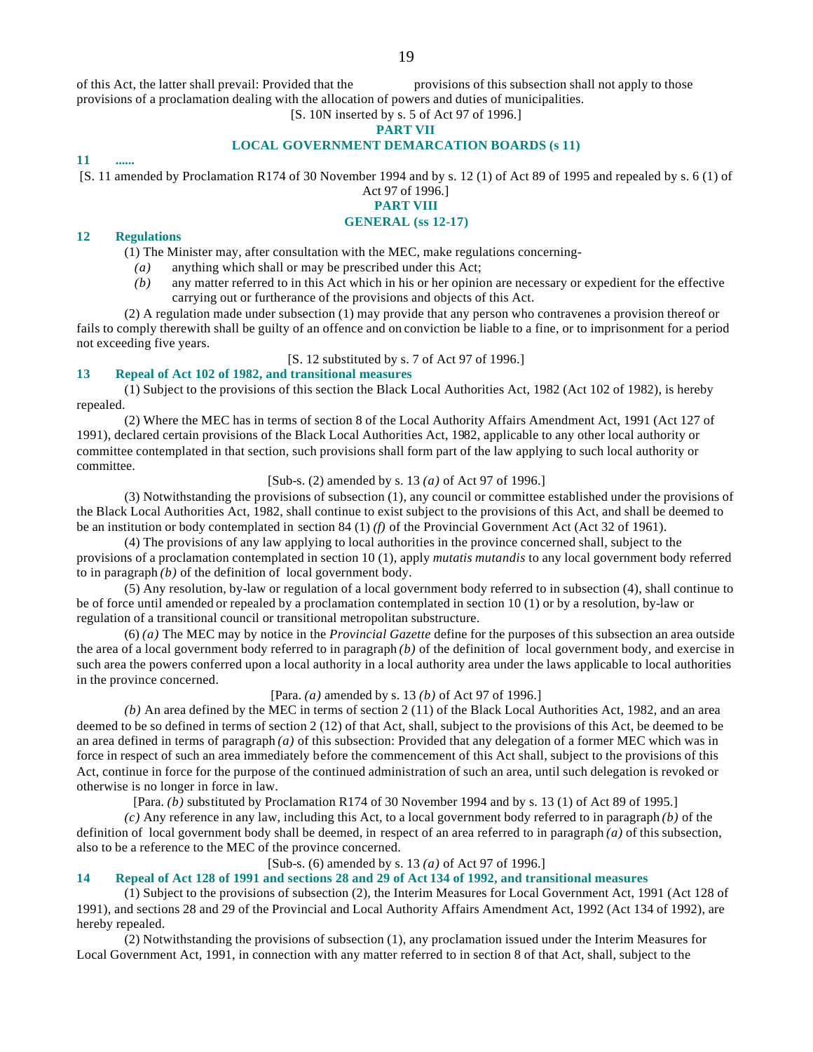of this Act, the latter shall prevail: Provided that the provisions of this subsection shall not apply to those provisions of a proclamation dealing with the allocation of powers and duties of municipalities.

[S. 10N inserted by s. 5 of Act 97 of 1996.]

## PART VII
## LOCAL GOVERNMENT DEMARCATION BOARDS (s 11)

**11 ......**

[S. 11 amended by Proclamation R174 of 30 November 1994 and by s. 12 (1) of Act 89 of 1995 and repealed by s. 6 (1) of Act 97 of 1996.]

## PART VIII
## GENERAL (ss 12-17)

### 12 Regulations

(1) The Minister may, after consultation with the MEC, make regulations concerning-

*(a)* anything which shall or may be prescribed under this Act;

*(b)* any matter referred to in this Act which in his or her opinion are necessary or expedient for the effective carrying out or furtherance of the provisions and objects of this Act.

(2) A regulation made under subsection (1) may provide that any person who contravenes a provision thereof or fails to comply therewith shall be guilty of an offence and on conviction be liable to a fine, or to imprisonment for a period not exceeding five years.

[S. 12 substituted by s. 7 of Act 97 of 1996.]

### 13 Repeal of Act 102 of 1982, and transitional measures

(1) Subject to the provisions of this section the Black Local Authorities Act, 1982 (Act 102 of 1982), is hereby repealed.

(2) Where the MEC has in terms of section 8 of the Local Authority Affairs Amendment Act, 1991 (Act 127 of 1991), declared certain provisions of the Black Local Authorities Act, 1982, applicable to any other local authority or committee contemplated in that section, such provisions shall form part of the law applying to such local authority or committee.

[Sub-s. (2) amended by s. 13 *(a)* of Act 97 of 1996.]

(3) Notwithstanding the provisions of subsection (1), any council or committee established under the provisions of the Black Local Authorities Act, 1982, shall continue to exist subject to the provisions of this Act, and shall be deemed to be an institution or body contemplated in section 84 (1) *(f)* of the Provincial Government Act (Act 32 of 1961).

(4) The provisions of any law applying to local authorities in the province concerned shall, subject to the provisions of a proclamation contemplated in section 10 (1), apply *mutatis mutandis* to any local government body referred to in paragraph *(b)* of the definition of local government body.

(5) Any resolution, by-law or regulation of a local government body referred to in subsection (4), shall continue to be of force until amended or repealed by a proclamation contemplated in section 10 (1) or by a resolution, by-law or regulation of a transitional council or transitional metropolitan substructure.

(6) *(a)* The MEC may by notice in the *Provincial Gazette* define for the purposes of this subsection an area outside the area of a local government body referred to in paragraph *(b)* of the definition of local government body, and exercise in such area the powers conferred upon a local authority in a local authority area under the laws applicable to local authorities in the province concerned.

[Para. *(a)* amended by s. 13 *(b)* of Act 97 of 1996.]

*(b)* An area defined by the MEC in terms of section 2 (11) of the Black Local Authorities Act, 1982, and an area deemed to be so defined in terms of section 2 (12) of that Act, shall, subject to the provisions of this Act, be deemed to be an area defined in terms of paragraph *(a)* of this subsection: Provided that any delegation of a former MEC which was in force in respect of such an area immediately before the commencement of this Act shall, subject to the provisions of this Act, continue in force for the purpose of the continued administration of such an area, until such delegation is revoked or otherwise is no longer in force in law.

[Para. *(b)* substituted by Proclamation R174 of 30 November 1994 and by s. 13 (1) of Act 89 of 1995.]

*(c)* Any reference in any law, including this Act, to a local government body referred to in paragraph *(b)* of the definition of local government body shall be deemed, in respect of an area referred to in paragraph *(a)* of this subsection, also to be a reference to the MEC of the province concerned.

[Sub-s. (6) amended by s. 13 *(a)* of Act 97 of 1996.]

### 14 Repeal of Act 128 of 1991 and sections 28 and 29 of Act 134 of 1992, and transitional measures

(1) Subject to the provisions of subsection (2), the Interim Measures for Local Government Act, 1991 (Act 128 of 1991), and sections 28 and 29 of the Provincial and Local Authority Affairs Amendment Act, 1992 (Act 134 of 1992), are hereby repealed.

(2) Notwithstanding the provisions of subsection (1), any proclamation issued under the Interim Measures for Local Government Act, 1991, in connection with any matter referred to in section 8 of that Act, shall, subject to the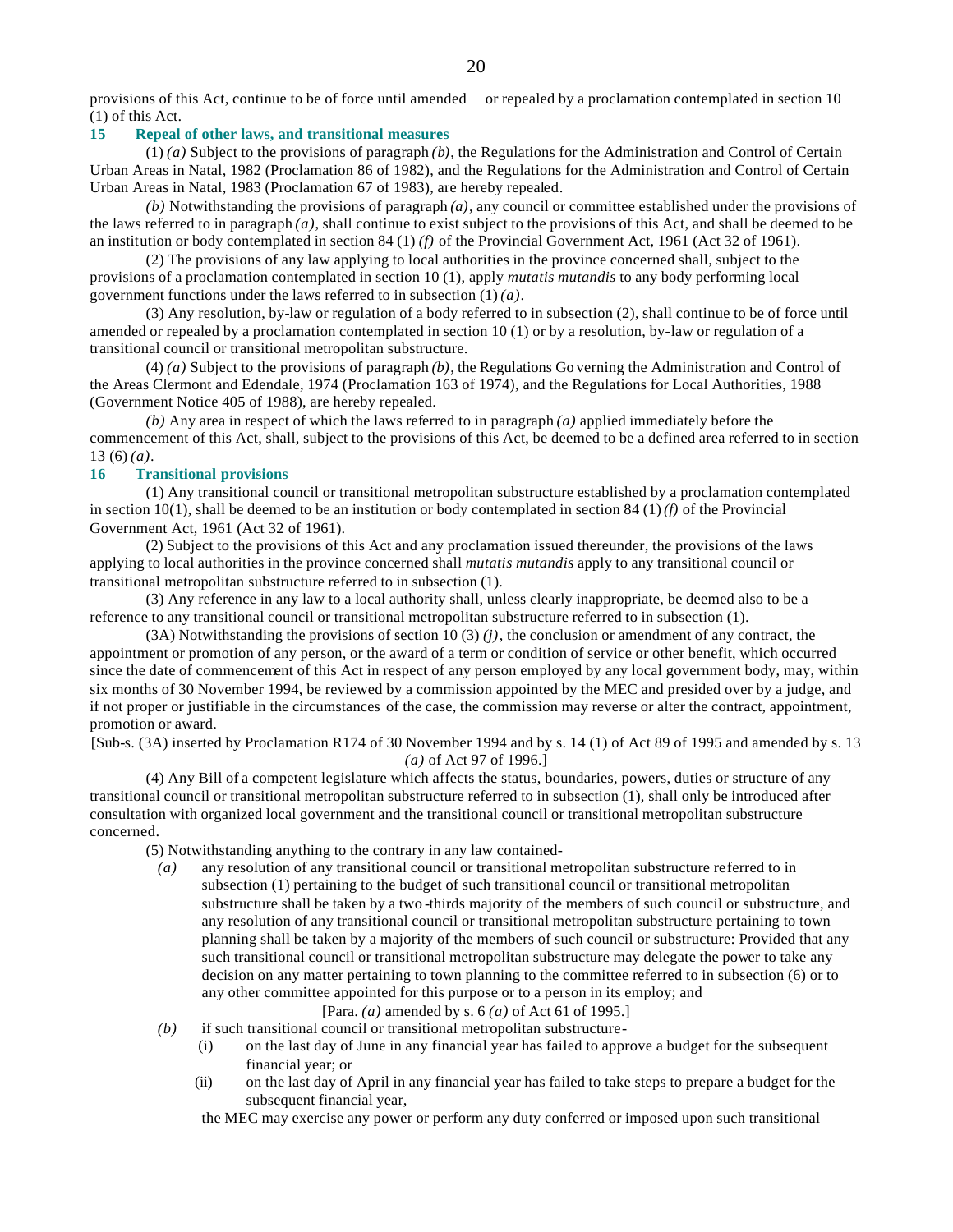provisions of this Act, continue to be of force until amended or repealed by a proclamation contemplated in section 10 (1) of this Act.

### 15 Repeal of other laws, and transitional measures

(1) *(a)* Subject to the provisions of paragraph *(b)*, the Regulations for the Administration and Control of Certain Urban Areas in Natal, 1982 (Proclamation 86 of 1982), and the Regulations for the Administration and Control of Certain Urban Areas in Natal, 1983 (Proclamation 67 of 1983), are hereby repealed.

*(b)* Notwithstanding the provisions of paragraph *(a)*, any council or committee established under the provisions of the laws referred to in paragraph *(a)*, shall continue to exist subject to the provisions of this Act, and shall be deemed to be an institution or body contemplated in section 84 (1) *(f)* of the Provincial Government Act, 1961 (Act 32 of 1961).

(2) The provisions of any law applying to local authorities in the province concerned shall, subject to the provisions of a proclamation contemplated in section 10 (1), apply *mutatis mutandis* to any body performing local government functions under the laws referred to in subsection (1) *(a)*.

(3) Any resolution, by-law or regulation of a body referred to in subsection (2), shall continue to be of force until amended or repealed by a proclamation contemplated in section 10 (1) or by a resolution, by-law or regulation of a transitional council or transitional metropolitan substructure.

(4) *(a)* Subject to the provisions of paragraph *(b)*, the Regulations Governing the Administration and Control of the Areas Clermont and Edendale, 1974 (Proclamation 163 of 1974), and the Regulations for Local Authorities, 1988 (Government Notice 405 of 1988), are hereby repealed.

*(b)* Any area in respect of which the laws referred to in paragraph *(a)* applied immediately before the commencement of this Act, shall, subject to the provisions of this Act, be deemed to be a defined area referred to in section 13 (6) *(a)*.

### 16 Transitional provisions

(1) Any transitional council or transitional metropolitan substructure established by a proclamation contemplated in section 10(1), shall be deemed to be an institution or body contemplated in section 84 (1) *(f)* of the Provincial Government Act, 1961 (Act 32 of 1961).

(2) Subject to the provisions of this Act and any proclamation issued thereunder, the provisions of the laws applying to local authorities in the province concerned shall *mutatis mutandis* apply to any transitional council or transitional metropolitan substructure referred to in subsection (1).

(3) Any reference in any law to a local authority shall, unless clearly inappropriate, be deemed also to be a reference to any transitional council or transitional metropolitan substructure referred to in subsection (1).

(3A) Notwithstanding the provisions of section 10 (3) *(j)*, the conclusion or amendment of any contract, the appointment or promotion of any person, or the award of a term or condition of service or other benefit, which occurred since the date of commencement of this Act in respect of any person employed by any local government body, may, within six months of 30 November 1994, be reviewed by a commission appointed by the MEC and presided over by a judge, and if not proper or justifiable in the circumstances of the case, the commission may reverse or alter the contract, appointment, promotion or award.

[Sub-s. (3A) inserted by Proclamation R174 of 30 November 1994 and by s. 14 (1) of Act 89 of 1995 and amended by s. 13 *(a)* of Act 97 of 1996.]

(4) Any Bill of a competent legislature which affects the status, boundaries, powers, duties or structure of any transitional council or transitional metropolitan substructure referred to in subsection (1), shall only be introduced after consultation with organized local government and the transitional council or transitional metropolitan substructure concerned.

(5) Notwithstanding anything to the contrary in any law contained-

*(a)* any resolution of any transitional council or transitional metropolitan substructure referred to in subsection (1) pertaining to the budget of such transitional council or transitional metropolitan substructure shall be taken by a two-thirds majority of the members of such council or substructure, and any resolution of any transitional council or transitional metropolitan substructure pertaining to town planning shall be taken by a majority of the members of such council or substructure: Provided that any such transitional council or transitional metropolitan substructure may delegate the power to take any decision on any matter pertaining to town planning to the committee referred to in subsection (6) or to any other committee appointed for this purpose or to a person in its employ; and

[Para. *(a)* amended by s. 6 *(a)* of Act 61 of 1995.]

*(b)* if such transitional council or transitional metropolitan substructure-

(i) on the last day of June in any financial year has failed to approve a budget for the subsequent financial year; or

(ii) on the last day of April in any financial year has failed to take steps to prepare a budget for the subsequent financial year,

the MEC may exercise any power or perform any duty conferred or imposed upon such transitional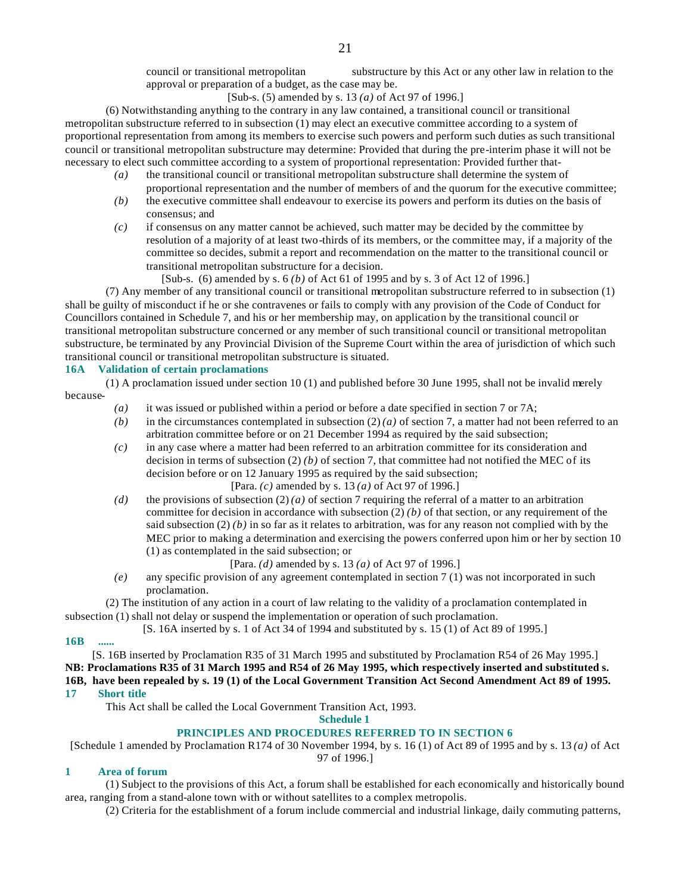council or transitional metropolitan substructure by this Act or any other law in relation to the approval or preparation of a budget, as the case may be.

[Sub-s. (5) amended by s. 13 *(a)* of Act 97 of 1996.]

(6) Notwithstanding anything to the contrary in any law contained, a transitional council or transitional metropolitan substructure referred to in subsection (1) may elect an executive committee according to a system of proportional representation from among its members to exercise such powers and perform such duties as such transitional council or transitional metropolitan substructure may determine: Provided that during the pre-interim phase it will not be necessary to elect such committee according to a system of proportional representation: Provided further that-

*(a)* the transitional council or transitional metropolitan substructure shall determine the system of proportional representation and the number of members of and the quorum for the executive committee;

*(b)* the executive committee shall endeavour to exercise its powers and perform its duties on the basis of consensus; and

*(c)* if consensus on any matter cannot be achieved, such matter may be decided by the committee by resolution of a majority of at least two-thirds of its members, or the committee may, if a majority of the committee so decides, submit a report and recommendation on the matter to the transitional council or transitional metropolitan substructure for a decision.

[Sub-s. (6) amended by s. 6 *(b)* of Act 61 of 1995 and by s. 3 of Act 12 of 1996.]

(7) Any member of any transitional council or transitional metropolitan substructure referred to in subsection (1) shall be guilty of misconduct if he or she contravenes or fails to comply with any provision of the Code of Conduct for Councillors contained in Schedule 7, and his or her membership may, on application by the transitional council or transitional metropolitan substructure concerned or any member of such transitional council or transitional metropolitan substructure, be terminated by any Provincial Division of the Supreme Court within the area of jurisdiction of which such transitional council or transitional metropolitan substructure is situated.

### 16A Validation of certain proclamations

(1) A proclamation issued under section 10 (1) and published before 30 June 1995, shall not be invalid merely because-

*(a)* it was issued or published within a period or before a date specified in section 7 or 7A;

*(b)* in the circumstances contemplated in subsection (2) *(a)* of section 7, a matter had not been referred to an arbitration committee before or on 21 December 1994 as required by the said subsection;

*(c)* in any case where a matter had been referred to an arbitration committee for its consideration and decision in terms of subsection (2) *(b)* of section 7, that committee had not notified the MEC of its decision before or on 12 January 1995 as required by the said subsection;

[Para. *(c)* amended by s. 13 *(a)* of Act 97 of 1996.]

*(d)* the provisions of subsection (2) *(a)* of section 7 requiring the referral of a matter to an arbitration committee for decision in accordance with subsection (2) *(b)* of that section, or any requirement of the said subsection (2) *(b)* in so far as it relates to arbitration, was for any reason not complied with by the MEC prior to making a determination and exercising the powers conferred upon him or her by section 10 (1) as contemplated in the said subsection; or

[Para. *(d)* amended by s. 13 *(a)* of Act 97 of 1996.]

*(e)* any specific provision of any agreement contemplated in section 7 (1) was not incorporated in such proclamation.

(2) The institution of any action in a court of law relating to the validity of a proclamation contemplated in subsection (1) shall not delay or suspend the implementation or operation of such proclamation.

[S. 16A inserted by s. 1 of Act 34 of 1994 and substituted by s. 15 (1) of Act 89 of 1995.]

### 16B ......

[S. 16B inserted by Proclamation R35 of 31 March 1995 and substituted by Proclamation R54 of 26 May 1995.]

**NB: Proclamations R35 of 31 March 1995 and R54 of 26 May 1995, which respectively inserted and substituted s. 16B, have been repealed by s. 19 (1) of the Local Government Transition Act Second Amendment Act 89 of 1995.**

### 17 Short title

This Act shall be called the Local Government Transition Act, 1993.

## Schedule 1

## PRINCIPLES AND PROCEDURES REFERRED TO IN SECTION 6

[Schedule 1 amended by Proclamation R174 of 30 November 1994, by s. 16 (1) of Act 89 of 1995 and by s. 13 *(a)* of Act 97 of 1996.]

### 1 Area of forum

(1) Subject to the provisions of this Act, a forum shall be established for each economically and historically bound area, ranging from a stand-alone town with or without satellites to a complex metropolis.

(2) Criteria for the establishment of a forum include commercial and industrial linkage, daily commuting patterns,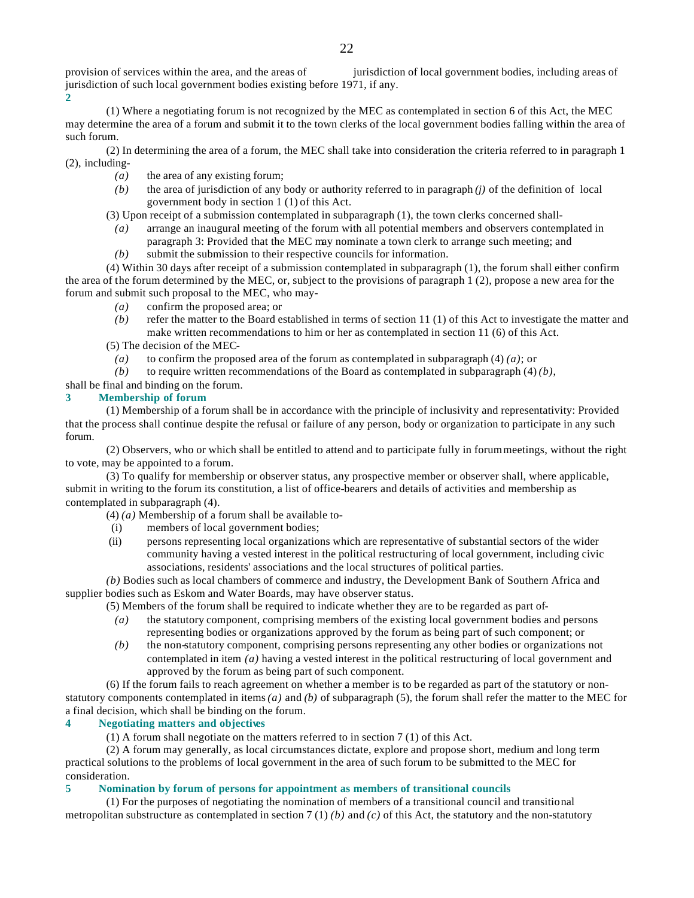provision of services within the area, and the areas of jurisdiction of local government bodies, including areas of jurisdiction of such local government bodies existing before 1971, if any.

**2**

(1) Where a negotiating forum is not recognized by the MEC as contemplated in section 6 of this Act, the MEC may determine the area of a forum and submit it to the town clerks of the local government bodies falling within the area of such forum.

(2) In determining the area of a forum, the MEC shall take into consideration the criteria referred to in paragraph 1 (2), including-

- *(a)* the area of any existing forum;
- *(b)* the area of jurisdiction of any body or authority referred to in paragraph *(j)* of the definition of local government body in section 1 (1) of this Act.

(3) Upon receipt of a submission contemplated in subparagraph (1), the town clerks concerned shall-

- *(a)* arrange an inaugural meeting of the forum with all potential members and observers contemplated in paragraph 3: Provided that the MEC may nominate a town clerk to arrange such meeting; and
- *(b)* submit the submission to their respective councils for information.

(4) Within 30 days after receipt of a submission contemplated in subparagraph (1), the forum shall either confirm the area of the forum determined by the MEC, or, subject to the provisions of paragraph 1 (2), propose a new area for the forum and submit such proposal to the MEC, who may-

- *(a)* confirm the proposed area; or
- *(b)* refer the matter to the Board established in terms of section 11 (1) of this Act to investigate the matter and make written recommendations to him or her as contemplated in section 11 (6) of this Act.

(5) The decision of the MEC-

- *(a)* to confirm the proposed area of the forum as contemplated in subparagraph (4) *(a)*; or
- *(b)* to require written recommendations of the Board as contemplated in subparagraph (4) *(b)*,

shall be final and binding on the forum.

**3 Membership of forum**

(1) Membership of a forum shall be in accordance with the principle of inclusivity and representativity: Provided that the process shall continue despite the refusal or failure of any person, body or organization to participate in any such forum.

(2) Observers, who or which shall be entitled to attend and to participate fully in forum meetings, without the right to vote, may be appointed to a forum.

(3) To qualify for membership or observer status, any prospective member or observer shall, where applicable, submit in writing to the forum its constitution, a list of office-bearers and details of activities and membership as contemplated in subparagraph (4).

(4) *(a)* Membership of a forum shall be available to-

- (i) members of local government bodies;
- (ii) persons representing local organizations which are representative of substantial sectors of the wider community having a vested interest in the political restructuring of local government, including civic associations, residents' associations and the local structures of political parties.

*(b)* Bodies such as local chambers of commerce and industry, the Development Bank of Southern Africa and supplier bodies such as Eskom and Water Boards, may have observer status.

(5) Members of the forum shall be required to indicate whether they are to be regarded as part of-

- *(a)* the statutory component, comprising members of the existing local government bodies and persons representing bodies or organizations approved by the forum as being part of such component; or
- *(b)* the non-statutory component, comprising persons representing any other bodies or organizations not contemplated in item *(a)* having a vested interest in the political restructuring of local government and approved by the forum as being part of such component.

(6) If the forum fails to reach agreement on whether a member is to be regarded as part of the statutory or non-statutory components contemplated in items *(a)* and *(b)* of subparagraph (5), the forum shall refer the matter to the MEC for a final decision, which shall be binding on the forum.

**4 Negotiating matters and objectives**

(1) A forum shall negotiate on the matters referred to in section 7 (1) of this Act.

(2) A forum may generally, as local circumstances dictate, explore and propose short, medium and long term practical solutions to the problems of local government in the area of such forum to be submitted to the MEC for consideration.

**5 Nomination by forum of persons for appointment as members of transitional councils**

(1) For the purposes of negotiating the nomination of members of a transitional council and transitional metropolitan substructure as contemplated in section 7 (1) *(b)* and *(c)* of this Act, the statutory and the non-statutory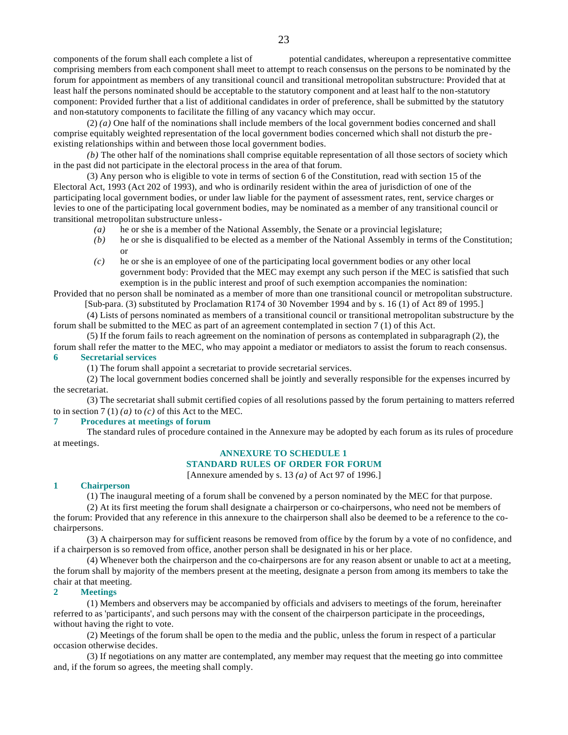components of the forum shall each complete a list of potential candidates, whereupon a representative committee comprising members from each component shall meet to attempt to reach consensus on the persons to be nominated by the forum for appointment as members of any transitional council and transitional metropolitan substructure: Provided that at least half the persons nominated should be acceptable to the statutory component and at least half to the non-statutory component: Provided further that a list of additional candidates in order of preference, shall be submitted by the statutory and non-statutory components to facilitate the filling of any vacancy which may occur.

(2) *(a)* One half of the nominations shall include members of the local government bodies concerned and shall comprise equitably weighted representation of the local government bodies concerned which shall not disturb the pre-existing relationships within and between those local government bodies.

*(b)* The other half of the nominations shall comprise equitable representation of all those sectors of society which in the past did not participate in the electoral process in the area of that forum.

(3) Any person who is eligible to vote in terms of section 6 of the Constitution, read with section 15 of the Electoral Act, 1993 (Act 202 of 1993), and who is ordinarily resident within the area of jurisdiction of one of the participating local government bodies, or under law liable for the payment of assessment rates, rent, service charges or levies to one of the participating local government bodies, may be nominated as a member of any transitional council or transitional metropolitan substructure unless-

*(a)* he or she is a member of the National Assembly, the Senate or a provincial legislature;

*(b)* he or she is disqualified to be elected as a member of the National Assembly in terms of the Constitution; or

*(c)* he or she is an employee of one of the participating local government bodies or any other local government body: Provided that the MEC may exempt any such person if the MEC is satisfied that such exemption is in the public interest and proof of such exemption accompanies the nomination:

Provided that no person shall be nominated as a member of more than one transitional council or metropolitan substructure.

[Sub-para. (3) substituted by Proclamation R174 of 30 November 1994 and by s. 16 (1) of Act 89 of 1995.]

(4) Lists of persons nominated as members of a transitional council or transitional metropolitan substructure by the forum shall be submitted to the MEC as part of an agreement contemplated in section 7 (1) of this Act.

(5) If the forum fails to reach agreement on the nomination of persons as contemplated in subparagraph (2), the forum shall refer the matter to the MEC, who may appoint a mediator or mediators to assist the forum to reach consensus.

**6 Secretarial services**

(1) The forum shall appoint a secretariat to provide secretarial services.

(2) The local government bodies concerned shall be jointly and severally responsible for the expenses incurred by the secretariat.

(3) The secretariat shall submit certified copies of all resolutions passed by the forum pertaining to matters referred to in section 7 (1) *(a)* to *(c)* of this Act to the MEC.

**7 Procedures at meetings of forum**

The standard rules of procedure contained in the Annexure may be adopted by each forum as its rules of procedure at meetings.

## ANNEXURE TO SCHEDULE 1
## STANDARD RULES OF ORDER FOR FORUM

[Annexure amended by s. 13 *(a)* of Act 97 of 1996.]

**1 Chairperson**

(1) The inaugural meeting of a forum shall be convened by a person nominated by the MEC for that purpose.

(2) At its first meeting the forum shall designate a chairperson or co-chairpersons, who need not be members of the forum: Provided that any reference in this annexure to the chairperson shall also be deemed to be a reference to the co-chairpersons.

(3) A chairperson may for sufficient reasons be removed from office by the forum by a vote of no confidence, and if a chairperson is so removed from office, another person shall be designated in his or her place.

(4) Whenever both the chairperson and the co-chairpersons are for any reason absent or unable to act at a meeting, the forum shall by majority of the members present at the meeting, designate a person from among its members to take the chair at that meeting.

**2 Meetings**

(1) Members and observers may be accompanied by officials and advisers to meetings of the forum, hereinafter referred to as 'participants', and such persons may with the consent of the chairperson participate in the proceedings, without having the right to vote.

(2) Meetings of the forum shall be open to the media and the public, unless the forum in respect of a particular occasion otherwise decides.

(3) If negotiations on any matter are contemplated, any member may request that the meeting go into committee and, if the forum so agrees, the meeting shall comply.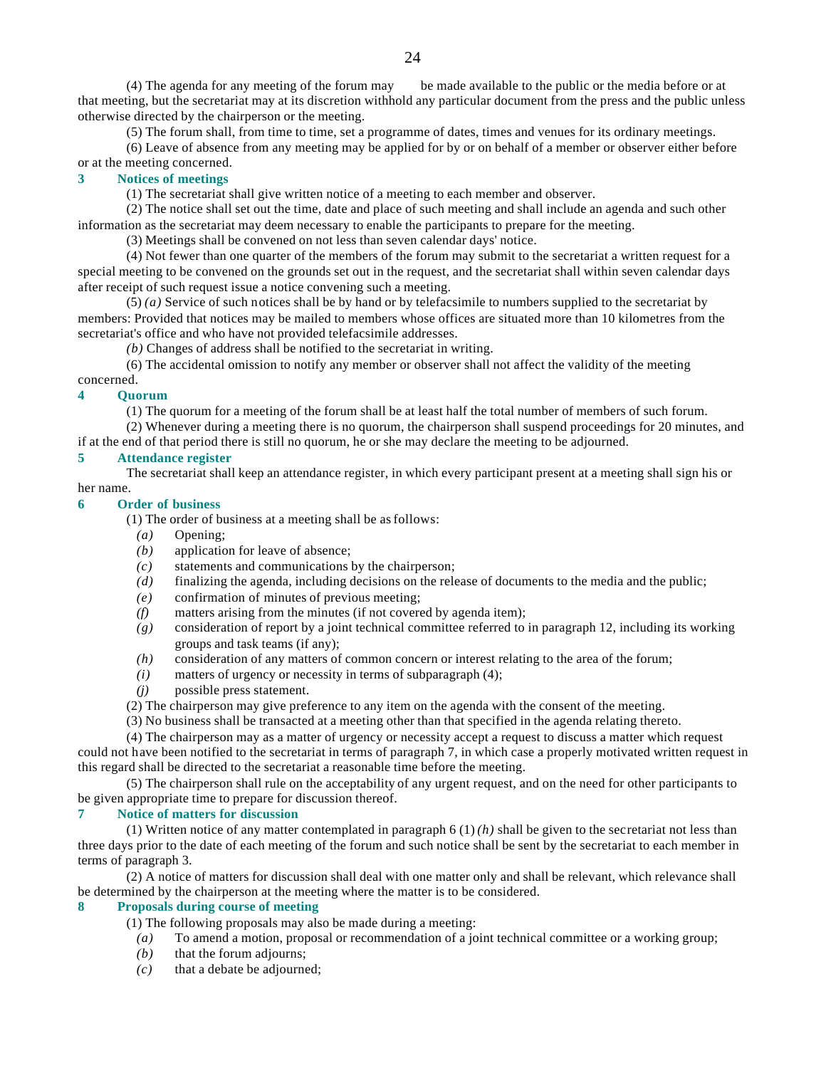(4) The agenda for any meeting of the forum may be made available to the public or the media before or at that meeting, but the secretariat may at its discretion withhold any particular document from the press and the public unless otherwise directed by the chairperson or the meeting.

(5) The forum shall, from time to time, set a programme of dates, times and venues for its ordinary meetings.

(6) Leave of absence from any meeting may be applied for by or on behalf of a member or observer either before or at the meeting concerned.

### 3 Notices of meetings

(1) The secretariat shall give written notice of a meeting to each member and observer.

(2) The notice shall set out the time, date and place of such meeting and shall include an agenda and such other information as the secretariat may deem necessary to enable the participants to prepare for the meeting.

(3) Meetings shall be convened on not less than seven calendar days' notice.

(4) Not fewer than one quarter of the members of the forum may submit to the secretariat a written request for a special meeting to be convened on the grounds set out in the request, and the secretariat shall within seven calendar days after receipt of such request issue a notice convening such a meeting.

(5) *(a)* Service of such notices shall be by hand or by telefacsimile to numbers supplied to the secretariat by members: Provided that notices may be mailed to members whose offices are situated more than 10 kilometres from the secretariat's office and who have not provided telefacsimile addresses.

*(b)* Changes of address shall be notified to the secretariat in writing.

(6) The accidental omission to notify any member or observer shall not affect the validity of the meeting concerned.

### 4 Quorum

(1) The quorum for a meeting of the forum shall be at least half the total number of members of such forum.

(2) Whenever during a meeting there is no quorum, the chairperson shall suspend proceedings for 20 minutes, and if at the end of that period there is still no quorum, he or she may declare the meeting to be adjourned.

### 5 Attendance register

The secretariat shall keep an attendance register, in which every participant present at a meeting shall sign his or her name.

### 6 Order of business

(1) The order of business at a meeting shall be as follows:

*(a)* Opening;

*(b)* application for leave of absence;

*(c)* statements and communications by the chairperson;

*(d)* finalizing the agenda, including decisions on the release of documents to the media and the public;

*(e)* confirmation of minutes of previous meeting;

*(f)* matters arising from the minutes (if not covered by agenda item);

*(g)* consideration of report by a joint technical committee referred to in paragraph 12, including its working groups and task teams (if any);

*(h)* consideration of any matters of common concern or interest relating to the area of the forum;

*(i)* matters of urgency or necessity in terms of subparagraph (4);

*(j)* possible press statement.

(2) The chairperson may give preference to any item on the agenda with the consent of the meeting.

(3) No business shall be transacted at a meeting other than that specified in the agenda relating thereto.

(4) The chairperson may as a matter of urgency or necessity accept a request to discuss a matter which request could not have been notified to the secretariat in terms of paragraph 7, in which case a properly motivated written request in this regard shall be directed to the secretariat a reasonable time before the meeting.

(5) The chairperson shall rule on the acceptability of any urgent request, and on the need for other participants to be given appropriate time to prepare for discussion thereof.

### 7 Notice of matters for discussion

(1) Written notice of any matter contemplated in paragraph 6 (1) *(h)* shall be given to the secretariat not less than three days prior to the date of each meeting of the forum and such notice shall be sent by the secretariat to each member in terms of paragraph 3.

(2) A notice of matters for discussion shall deal with one matter only and shall be relevant, which relevance shall be determined by the chairperson at the meeting where the matter is to be considered.

### 8 Proposals during course of meeting

(1) The following proposals may also be made during a meeting:

*(a)* To amend a motion, proposal or recommendation of a joint technical committee or a working group;

*(b)* that the forum adjourns;

*(c)* that a debate be adjourned;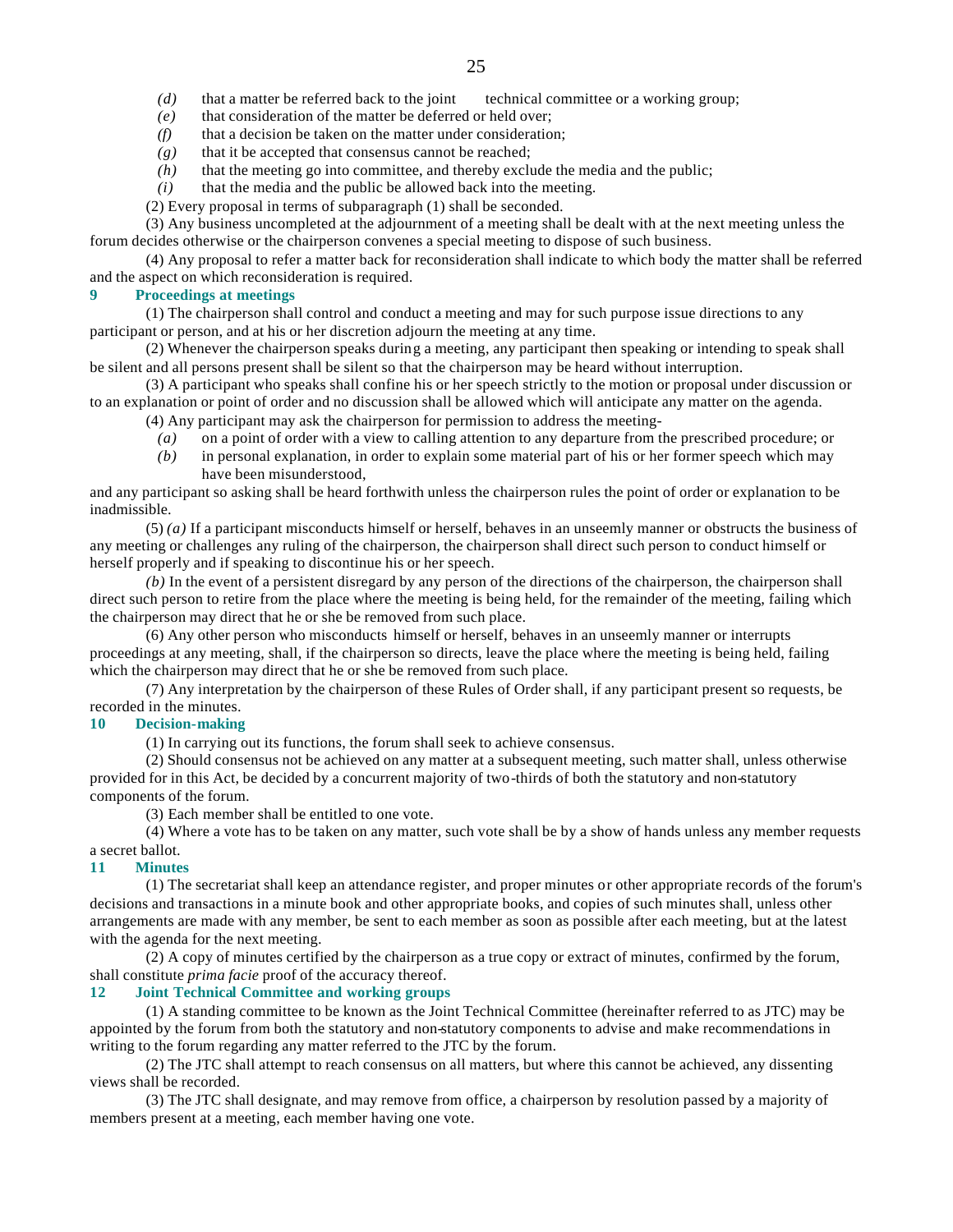*(d)* that a matter be referred back to the joint technical committee or a working group;

*(e)* that consideration of the matter be deferred or held over;

*(f)* that a decision be taken on the matter under consideration;

*(g)* that it be accepted that consensus cannot be reached;

*(h)* that the meeting go into committee, and thereby exclude the media and the public;

*(i)* that the media and the public be allowed back into the meeting.

(2) Every proposal in terms of subparagraph (1) shall be seconded.

(3) Any business uncompleted at the adjournment of a meeting shall be dealt with at the next meeting unless the forum decides otherwise or the chairperson convenes a special meeting to dispose of such business.

(4) Any proposal to refer a matter back for reconsideration shall indicate to which body the matter shall be referred and the aspect on which reconsideration is required.

**9 Proceedings at meetings**

(1) The chairperson shall control and conduct a meeting and may for such purpose issue directions to any participant or person, and at his or her discretion adjourn the meeting at any time.

(2) Whenever the chairperson speaks during a meeting, any participant then speaking or intending to speak shall be silent and all persons present shall be silent so that the chairperson may be heard without interruption.

(3) A participant who speaks shall confine his or her speech strictly to the motion or proposal under discussion or to an explanation or point of order and no discussion shall be allowed which will anticipate any matter on the agenda.

(4) Any participant may ask the chairperson for permission to address the meeting-

*(a)* on a point of order with a view to calling attention to any departure from the prescribed procedure; or

*(b)* in personal explanation, in order to explain some material part of his or her former speech which may have been misunderstood,

and any participant so asking shall be heard forthwith unless the chairperson rules the point of order or explanation to be inadmissible.

(5) *(a)* If a participant misconducts himself or herself, behaves in an unseemly manner or obstructs the business of any meeting or challenges any ruling of the chairperson, the chairperson shall direct such person to conduct himself or herself properly and if speaking to discontinue his or her speech.

*(b)* In the event of a persistent disregard by any person of the directions of the chairperson, the chairperson shall direct such person to retire from the place where the meeting is being held, for the remainder of the meeting, failing which the chairperson may direct that he or she be removed from such place.

(6) Any other person who misconducts himself or herself, behaves in an unseemly manner or interrupts proceedings at any meeting, shall, if the chairperson so directs, leave the place where the meeting is being held, failing which the chairperson may direct that he or she be removed from such place.

(7) Any interpretation by the chairperson of these Rules of Order shall, if any participant present so requests, be recorded in the minutes.

**10 Decision-making**

(1) In carrying out its functions, the forum shall seek to achieve consensus.

(2) Should consensus not be achieved on any matter at a subsequent meeting, such matter shall, unless otherwise provided for in this Act, be decided by a concurrent majority of two-thirds of both the statutory and non-statutory components of the forum.

(3) Each member shall be entitled to one vote.

(4) Where a vote has to be taken on any matter, such vote shall be by a show of hands unless any member requests a secret ballot.

**11 Minutes**

(1) The secretariat shall keep an attendance register, and proper minutes or other appropriate records of the forum's decisions and transactions in a minute book and other appropriate books, and copies of such minutes shall, unless other arrangements are made with any member, be sent to each member as soon as possible after each meeting, but at the latest with the agenda for the next meeting.

(2) A copy of minutes certified by the chairperson as a true copy or extract of minutes, confirmed by the forum, shall constitute *prima facie* proof of the accuracy thereof.

**12 Joint Technical Committee and working groups**

(1) A standing committee to be known as the Joint Technical Committee (hereinafter referred to as JTC) may be appointed by the forum from both the statutory and non-statutory components to advise and make recommendations in writing to the forum regarding any matter referred to the JTC by the forum.

(2) The JTC shall attempt to reach consensus on all matters, but where this cannot be achieved, any dissenting views shall be recorded.

(3) The JTC shall designate, and may remove from office, a chairperson by resolution passed by a majority of members present at a meeting, each member having one vote.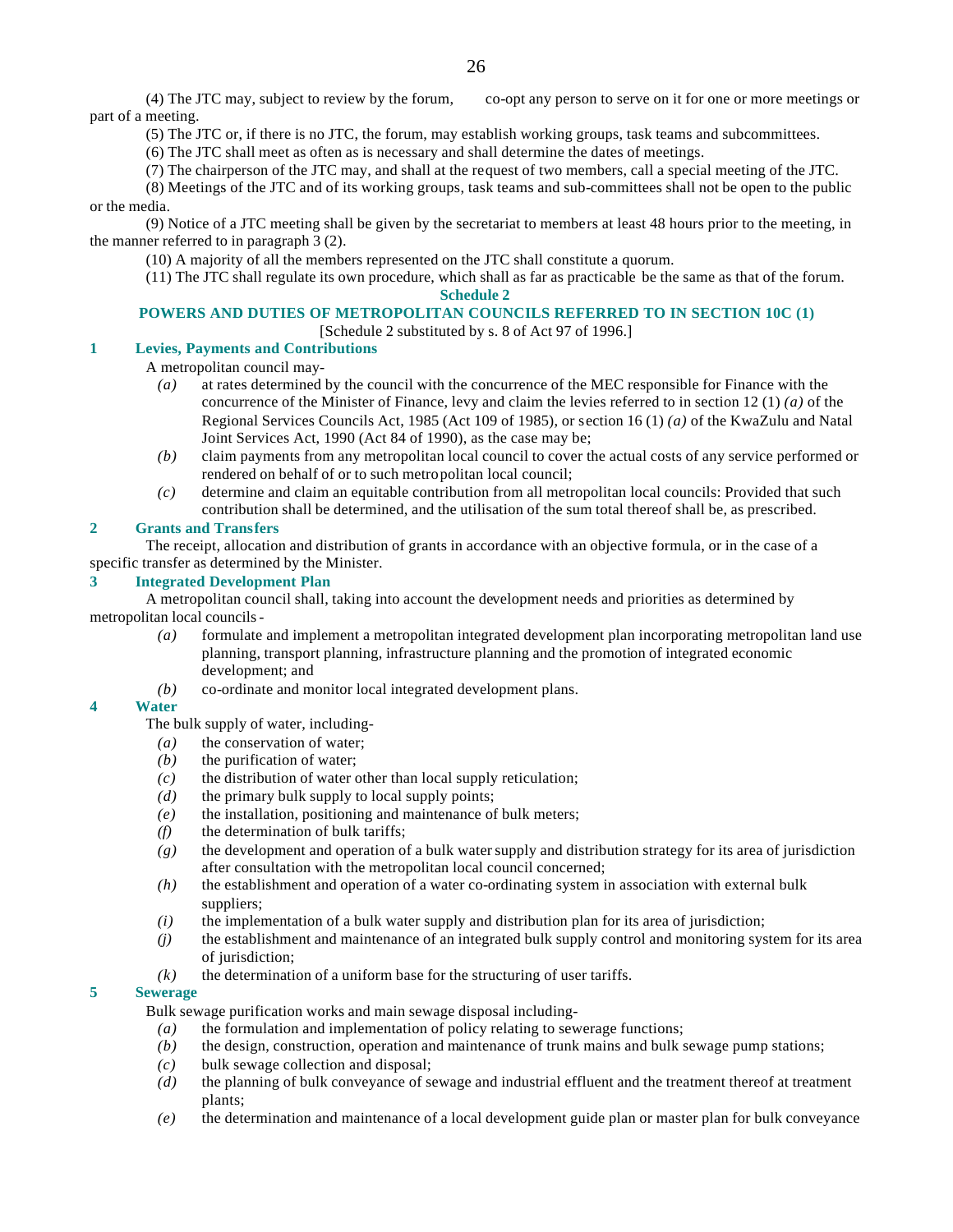(4) The JTC may, subject to review by the forum, co-opt any person to serve on it for one or more meetings or part of a meeting.

(5) The JTC or, if there is no JTC, the forum, may establish working groups, task teams and subcommittees.

(6) The JTC shall meet as often as is necessary and shall determine the dates of meetings.

(7) The chairperson of the JTC may, and shall at the request of two members, call a special meeting of the JTC.

(8) Meetings of the JTC and of its working groups, task teams and sub-committees shall not be open to the public or the media.

(9) Notice of a JTC meeting shall be given by the secretariat to members at least 48 hours prior to the meeting, in the manner referred to in paragraph 3 (2).

(10) A majority of all the members represented on the JTC shall constitute a quorum.

(11) The JTC shall regulate its own procedure, which shall as far as practicable be the same as that of the forum.

## Schedule 2

## POWERS AND DUTIES OF METROPOLITAN COUNCILS REFERRED TO IN SECTION 10C (1)

[Schedule 2 substituted by s. 8 of Act 97 of 1996.]

### 1 Levies, Payments and Contributions

A metropolitan council may-

*(a)* at rates determined by the council with the concurrence of the MEC responsible for Finance with the concurrence of the Minister of Finance, levy and claim the levies referred to in section 12 (1) *(a)* of the Regional Services Councils Act, 1985 (Act 109 of 1985), or section 16 (1) *(a)* of the KwaZulu and Natal Joint Services Act, 1990 (Act 84 of 1990), as the case may be;

*(b)* claim payments from any metropolitan local council to cover the actual costs of any service performed or rendered on behalf of or to such metropolitan local council;

*(c)* determine and claim an equitable contribution from all metropolitan local councils: Provided that such contribution shall be determined, and the utilisation of the sum total thereof shall be, as prescribed.

### 2 Grants and Transfers

The receipt, allocation and distribution of grants in accordance with an objective formula, or in the case of a specific transfer as determined by the Minister.

### 3 Integrated Development Plan

A metropolitan council shall, taking into account the development needs and priorities as determined by metropolitan local councils-

*(a)* formulate and implement a metropolitan integrated development plan incorporating metropolitan land use planning, transport planning, infrastructure planning and the promotion of integrated economic development; and

*(b)* co-ordinate and monitor local integrated development plans.

### 4 Water

The bulk supply of water, including-

*(a)* the conservation of water;

*(b)* the purification of water;

*(c)* the distribution of water other than local supply reticulation;

*(d)* the primary bulk supply to local supply points;

*(e)* the installation, positioning and maintenance of bulk meters;

*(f)* the determination of bulk tariffs;

*(g)* the development and operation of a bulk water supply and distribution strategy for its area of jurisdiction after consultation with the metropolitan local council concerned;

*(h)* the establishment and operation of a water co-ordinating system in association with external bulk suppliers;

*(i)* the implementation of a bulk water supply and distribution plan for its area of jurisdiction;

*(j)* the establishment and maintenance of an integrated bulk supply control and monitoring system for its area of jurisdiction;

*(k)* the determination of a uniform base for the structuring of user tariffs.

### 5 Sewerage

Bulk sewage purification works and main sewage disposal including-

*(a)* the formulation and implementation of policy relating to sewerage functions;

*(b)* the design, construction, operation and maintenance of trunk mains and bulk sewage pump stations;

*(c)* bulk sewage collection and disposal;

*(d)* the planning of bulk conveyance of sewage and industrial effluent and the treatment thereof at treatment plants;

*(e)* the determination and maintenance of a local development guide plan or master plan for bulk conveyance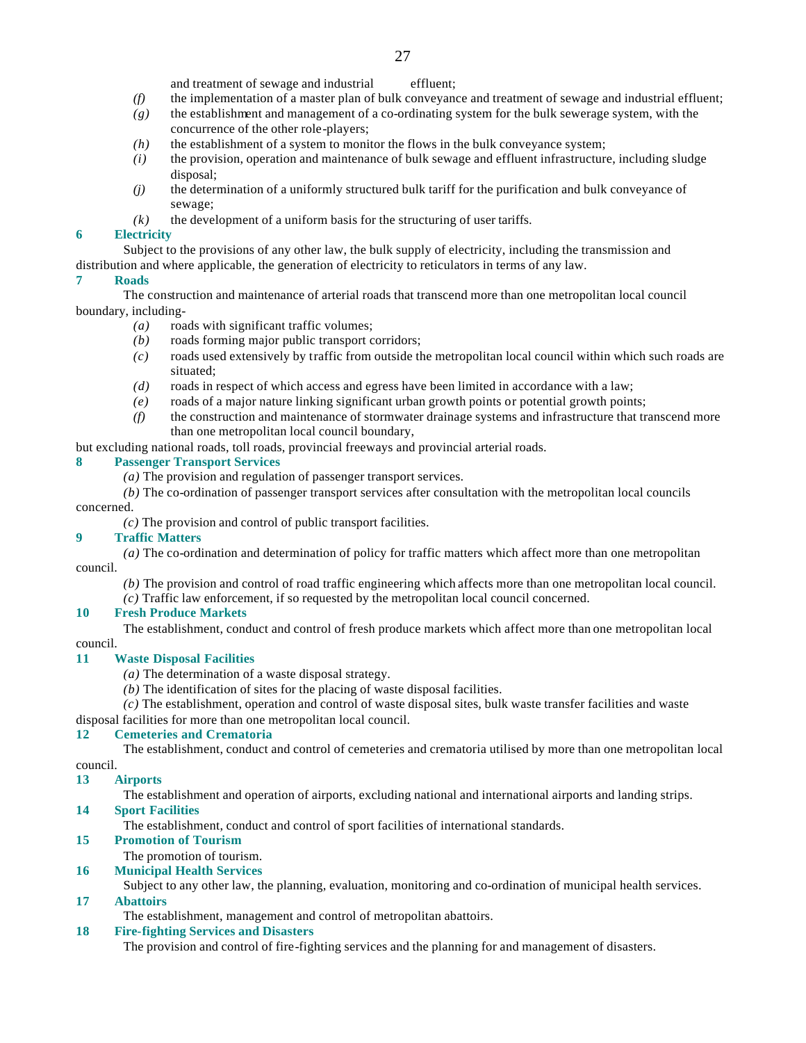and treatment of sewage and industrial effluent;

- *(f)* the implementation of a master plan of bulk conveyance and treatment of sewage and industrial effluent;
- *(g)* the establishment and management of a co-ordinating system for the bulk sewerage system, with the concurrence of the other role-players;
- *(h)* the establishment of a system to monitor the flows in the bulk conveyance system;
- *(i)* the provision, operation and maintenance of bulk sewage and effluent infrastructure, including sludge disposal;
- *(j)* the determination of a uniformly structured bulk tariff for the purification and bulk conveyance of sewage;
- *(k)* the development of a uniform basis for the structuring of user tariffs.

**6 Electricity**

Subject to the provisions of any other law, the bulk supply of electricity, including the transmission and distribution and where applicable, the generation of electricity to reticulators in terms of any law.

**7 Roads**

The construction and maintenance of arterial roads that transcend more than one metropolitan local council boundary, including-

- *(a)* roads with significant traffic volumes;
- *(b)* roads forming major public transport corridors;
- *(c)* roads used extensively by traffic from outside the metropolitan local council within which such roads are situated;
- *(d)* roads in respect of which access and egress have been limited in accordance with a law;
- *(e)* roads of a major nature linking significant urban growth points or potential growth points;
- *(f)* the construction and maintenance of stormwater drainage systems and infrastructure that transcend more than one metropolitan local council boundary,

but excluding national roads, toll roads, provincial freeways and provincial arterial roads.

**8 Passenger Transport Services**

*(a)* The provision and regulation of passenger transport services.

*(b)* The co-ordination of passenger transport services after consultation with the metropolitan local councils concerned.

*(c)* The provision and control of public transport facilities.

**9 Traffic Matters**

*(a)* The co-ordination and determination of policy for traffic matters which affect more than one metropolitan council.

*(b)* The provision and control of road traffic engineering which affects more than one metropolitan local council.

*(c)* Traffic law enforcement, if so requested by the metropolitan local council concerned.

**10 Fresh Produce Markets**

The establishment, conduct and control of fresh produce markets which affect more than one metropolitan local council.

**11 Waste Disposal Facilities**

*(a)* The determination of a waste disposal strategy.

*(b)* The identification of sites for the placing of waste disposal facilities.

*(c)* The establishment, operation and control of waste disposal sites, bulk waste transfer facilities and waste disposal facilities for more than one metropolitan local council.

**12 Cemeteries and Crematoria**

The establishment, conduct and control of cemeteries and crematoria utilised by more than one metropolitan local council.

**13 Airports**

The establishment and operation of airports, excluding national and international airports and landing strips.

**14 Sport Facilities**

The establishment, conduct and control of sport facilities of international standards.

**15 Promotion of Tourism**

The promotion of tourism.

**16 Municipal Health Services**

Subject to any other law, the planning, evaluation, monitoring and co-ordination of municipal health services.

**17 Abattoirs**

The establishment, management and control of metropolitan abattoirs.

**18 Fire-fighting Services and Disasters**

The provision and control of fire-fighting services and the planning for and management of disasters.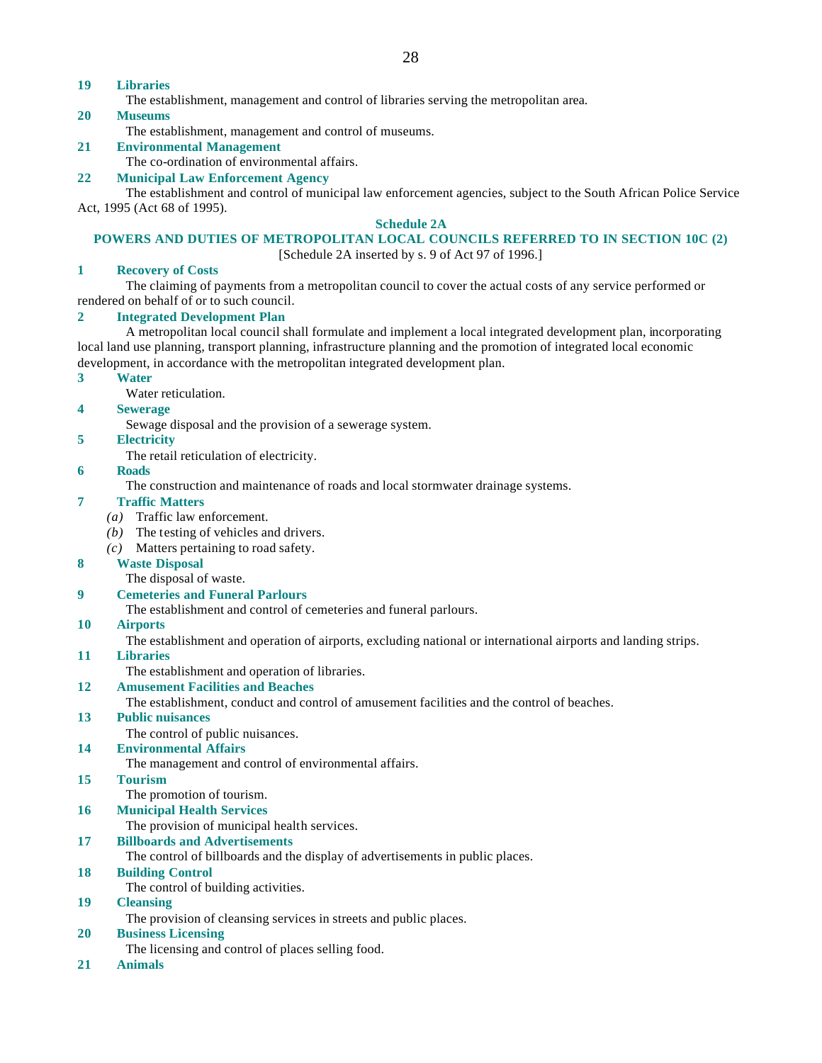**19 Libraries**

The establishment, management and control of libraries serving the metropolitan area.

**20 Museums**

The establishment, management and control of museums.

**21 Environmental Management**

The co-ordination of environmental affairs.

**22 Municipal Law Enforcement Agency**

The establishment and control of municipal law enforcement agencies, subject to the South African Police Service Act, 1995 (Act 68 of 1995).

## Schedule 2A

## POWERS AND DUTIES OF METROPOLITAN LOCAL COUNCILS REFERRED TO IN SECTION 10C (2)

[Schedule 2A inserted by s. 9 of Act 97 of 1996.]

**1 Recovery of Costs**

The claiming of payments from a metropolitan council to cover the actual costs of any service performed or rendered on behalf of or to such council.

**2 Integrated Development Plan**

A metropolitan local council shall formulate and implement a local integrated development plan, incorporating local land use planning, transport planning, infrastructure planning and the promotion of integrated local economic development, in accordance with the metropolitan integrated development plan.

**3 Water**

Water reticulation.

**4 Sewerage**

Sewage disposal and the provision of a sewerage system.

**5 Electricity**

The retail reticulation of electricity.

**6 Roads**

The construction and maintenance of roads and local stormwater drainage systems.

**7 Traffic Matters**

*(a)* Traffic law enforcement.

*(b)* The testing of vehicles and drivers.

*(c)* Matters pertaining to road safety.

**8 Waste Disposal**

The disposal of waste.

**9 Cemeteries and Funeral Parlours**

The establishment and control of cemeteries and funeral parlours.

**10 Airports**

The establishment and operation of airports, excluding national or international airports and landing strips.

**11 Libraries**

The establishment and operation of libraries.

**12 Amusement Facilities and Beaches**

The establishment, conduct and control of amusement facilities and the control of beaches.

**13 Public nuisances**

The control of public nuisances.

**14 Environmental Affairs**

The management and control of environmental affairs.

**15 Tourism**

The promotion of tourism.

**16 Municipal Health Services**

The provision of municipal health services.

**17 Billboards and Advertisements**

The control of billboards and the display of advertisements in public places.

**18 Building Control**

The control of building activities.

**19 Cleansing**

The provision of cleansing services in streets and public places.

**20 Business Licensing**

The licensing and control of places selling food.

**21 Animals**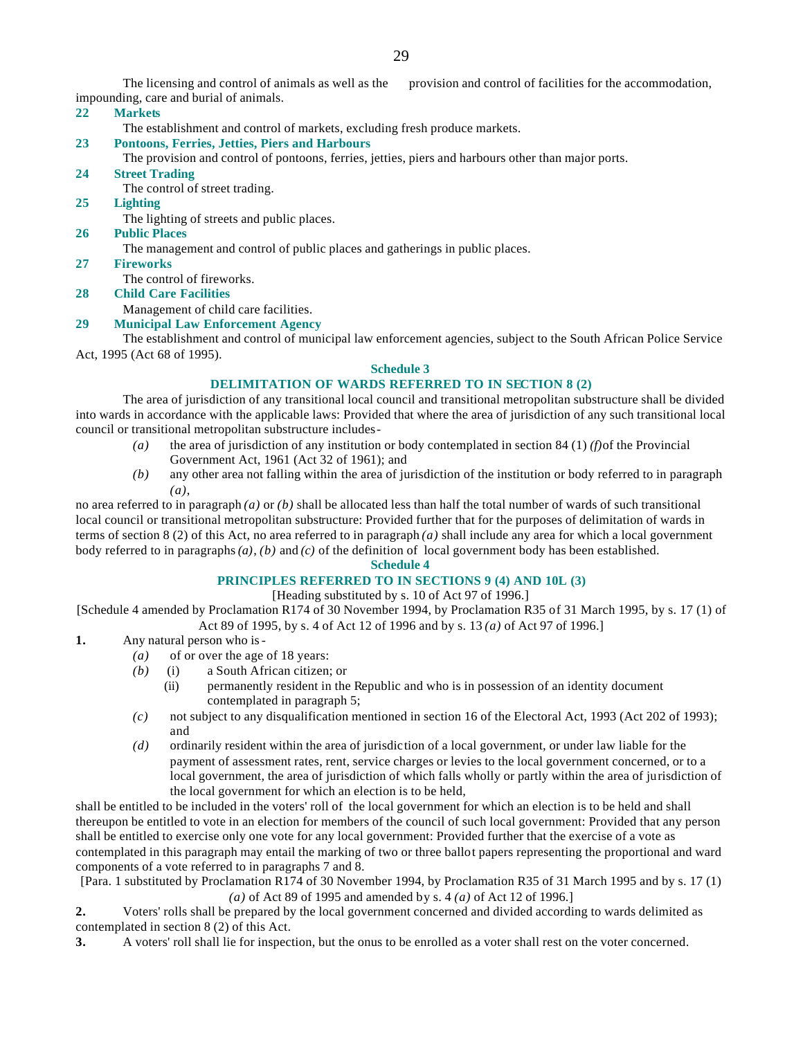The licensing and control of animals as well as the provision and control of facilities for the accommodation, impounding, care and burial of animals.

**22 Markets**

The establishment and control of markets, excluding fresh produce markets.

**23 Pontoons, Ferries, Jetties, Piers and Harbours**

The provision and control of pontoons, ferries, jetties, piers and harbours other than major ports.

**24 Street Trading**

The control of street trading.

**25 Lighting**

The lighting of streets and public places.

**26 Public Places**

The management and control of public places and gatherings in public places.

**27 Fireworks**

The control of fireworks.

**28 Child Care Facilities**

Management of child care facilities.

**29 Municipal Law Enforcement Agency**

The establishment and control of municipal law enforcement agencies, subject to the South African Police Service Act, 1995 (Act 68 of 1995).

## Schedule 3

## DELIMITATION OF WARDS REFERRED TO IN SECTION 8 (2)

The area of jurisdiction of any transitional local council and transitional metropolitan substructure shall be divided into wards in accordance with the applicable laws: Provided that where the area of jurisdiction of any such transitional local council or transitional metropolitan substructure includes-

*(a)* the area of jurisdiction of any institution or body contemplated in section 84 (1) *(f)* of the Provincial Government Act, 1961 (Act 32 of 1961); and

*(b)* any other area not falling within the area of jurisdiction of the institution or body referred to in paragraph *(a)*,

no area referred to in paragraph *(a)* or *(b)* shall be allocated less than half the total number of wards of such transitional local council or transitional metropolitan substructure: Provided further that for the purposes of delimitation of wards in terms of section 8 (2) of this Act, no area referred to in paragraph *(a)* shall include any area for which a local government body referred to in paragraphs *(a)*, *(b)* and *(c)* of the definition of local government body has been established.

## Schedule 4

## PRINCIPLES REFERRED TO IN SECTIONS 9 (4) AND 10L (3)

[Heading substituted by s. 10 of Act 97 of 1996.]

[Schedule 4 amended by Proclamation R174 of 30 November 1994, by Proclamation R35 of 31 March 1995, by s. 17 (1) of Act 89 of 1995, by s. 4 of Act 12 of 1996 and by s. 13 *(a)* of Act 97 of 1996.]

**1.** Any natural person who is-

*(a)* of or over the age of 18 years:

*(b)* (i) a South African citizen; or

(ii) permanently resident in the Republic and who is in possession of an identity document contemplated in paragraph 5;

*(c)* not subject to any disqualification mentioned in section 16 of the Electoral Act, 1993 (Act 202 of 1993); and

*(d)* ordinarily resident within the area of jurisdiction of a local government, or under law liable for the payment of assessment rates, rent, service charges or levies to the local government concerned, or to a local government, the area of jurisdiction of which falls wholly or partly within the area of jurisdiction of the local government for which an election is to be held,

shall be entitled to be included in the voters' roll of the local government for which an election is to be held and shall thereupon be entitled to vote in an election for members of the council of such local government: Provided that any person shall be entitled to exercise only one vote for any local government: Provided further that the exercise of a vote as contemplated in this paragraph may entail the marking of two or three ballot papers representing the proportional and ward components of a vote referred to in paragraphs 7 and 8.

[Para. 1 substituted by Proclamation R174 of 30 November 1994, by Proclamation R35 of 31 March 1995 and by s. 17 (1) *(a)* of Act 89 of 1995 and amended by s. 4 *(a)* of Act 12 of 1996.]

**2.** Voters' rolls shall be prepared by the local government concerned and divided according to wards delimited as contemplated in section 8 (2) of this Act.

**3.** A voters' roll shall lie for inspection, but the onus to be enrolled as a voter shall rest on the voter concerned.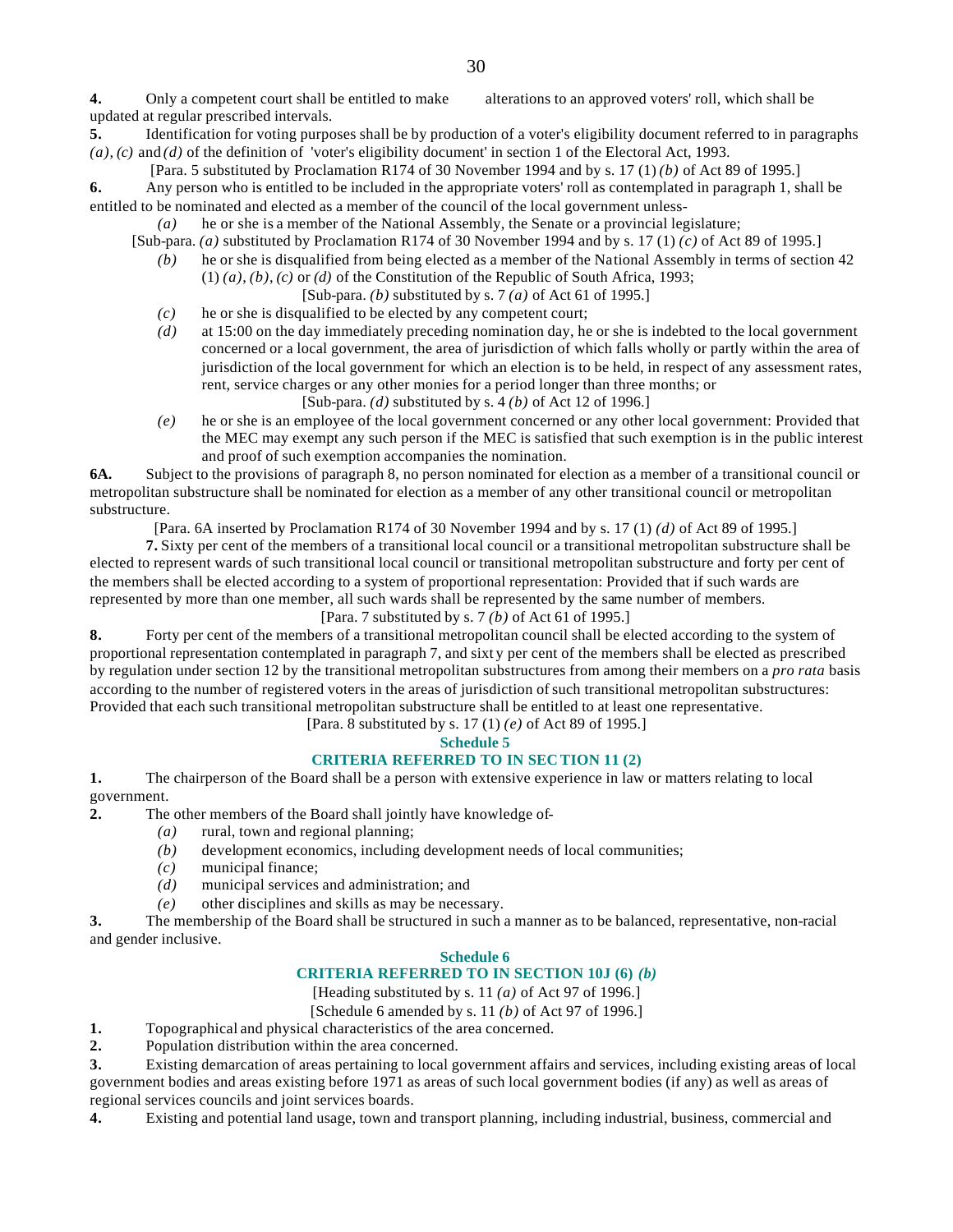**4.** Only a competent court shall be entitled to make alterations to an approved voters' roll, which shall be updated at regular prescribed intervals.

**5.** Identification for voting purposes shall be by production of a voter's eligibility document referred to in paragraphs *(a)*, *(c)* and *(d)* of the definition of 'voter's eligibility document' in section 1 of the Electoral Act, 1993.

[Para. 5 substituted by Proclamation R174 of 30 November 1994 and by s. 17 (1) *(b)* of Act 89 of 1995.]

**6.** Any person who is entitled to be included in the appropriate voters' roll as contemplated in paragraph 1, shall be entitled to be nominated and elected as a member of the council of the local government unless-

*(a)* he or she is a member of the National Assembly, the Senate or a provincial legislature;

[Sub-para. *(a)* substituted by Proclamation R174 of 30 November 1994 and by s. 17 (1) *(c)* of Act 89 of 1995.]

*(b)* he or she is disqualified from being elected as a member of the National Assembly in terms of section 42 (1) *(a)*, *(b)*, *(c)* or *(d)* of the Constitution of the Republic of South Africa, 1993;

[Sub-para. *(b)* substituted by s. 7 *(a)* of Act 61 of 1995.]

*(c)* he or she is disqualified to be elected by any competent court;

*(d)* at 15:00 on the day immediately preceding nomination day, he or she is indebted to the local government concerned or a local government, the area of jurisdiction of which falls wholly or partly within the area of jurisdiction of the local government for which an election is to be held, in respect of any assessment rates, rent, service charges or any other monies for a period longer than three months; or

[Sub-para. *(d)* substituted by s. 4 *(b)* of Act 12 of 1996.]

*(e)* he or she is an employee of the local government concerned or any other local government: Provided that the MEC may exempt any such person if the MEC is satisfied that such exemption is in the public interest and proof of such exemption accompanies the nomination.

**6A.** Subject to the provisions of paragraph 8, no person nominated for election as a member of a transitional council or metropolitan substructure shall be nominated for election as a member of any other transitional council or metropolitan substructure.

[Para. 6A inserted by Proclamation R174 of 30 November 1994 and by s. 17 (1) *(d)* of Act 89 of 1995.]

**7.** Sixty per cent of the members of a transitional local council or a transitional metropolitan substructure shall be elected to represent wards of such transitional local council or transitional metropolitan substructure and forty per cent of the members shall be elected according to a system of proportional representation: Provided that if such wards are represented by more than one member, all such wards shall be represented by the same number of members.

[Para. 7 substituted by s. 7 *(b)* of Act 61 of 1995.]

**8.** Forty per cent of the members of a transitional metropolitan council shall be elected according to the system of proportional representation contemplated in paragraph 7, and sixty per cent of the members shall be elected as prescribed by regulation under section 12 by the transitional metropolitan substructures from among their members on a *pro rata* basis according to the number of registered voters in the areas of jurisdiction of such transitional metropolitan substructures: Provided that each such transitional metropolitan substructure shall be entitled to at least one representative.

[Para. 8 substituted by s. 17 (1) *(e)* of Act 89 of 1995.]

## Schedule 5

## CRITERIA REFERRED TO IN SECTION 11 (2)

**1.** The chairperson of the Board shall be a person with extensive experience in law or matters relating to local government.

**2.** The other members of the Board shall jointly have knowledge of-

*(a)* rural, town and regional planning;

*(b)* development economics, including development needs of local communities;

*(c)* municipal finance;

*(d)* municipal services and administration; and

*(e)* other disciplines and skills as may be necessary.

**3.** The membership of the Board shall be structured in such a manner as to be balanced, representative, non-racial and gender inclusive.

## Schedule 6

## CRITERIA REFERRED TO IN SECTION 10J (6) *(b)*

[Heading substituted by s. 11 *(a)* of Act 97 of 1996.]

[Schedule 6 amended by s. 11 *(b)* of Act 97 of 1996.]

**1.** Topographical and physical characteristics of the area concerned.

**2.** Population distribution within the area concerned.

**3.** Existing demarcation of areas pertaining to local government affairs and services, including existing areas of local government bodies and areas existing before 1971 as areas of such local government bodies (if any) as well as areas of regional services councils and joint services boards.

**4.** Existing and potential land usage, town and transport planning, including industrial, business, commercial and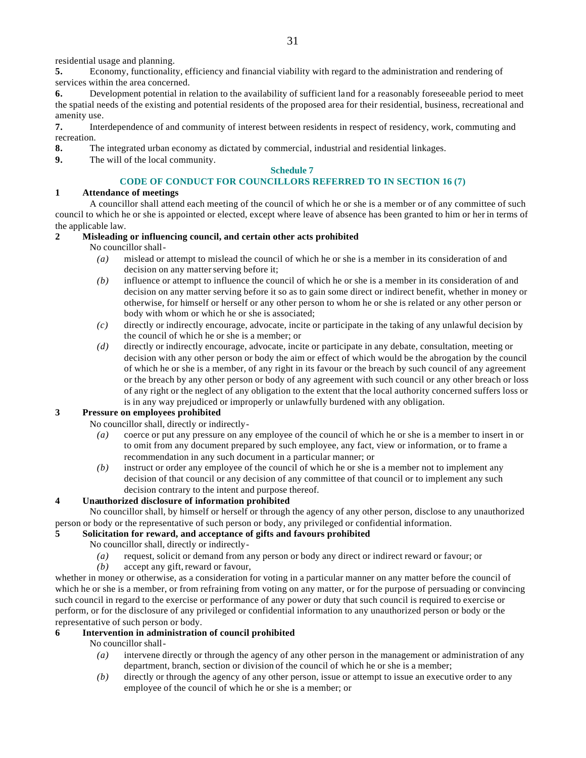residential usage and planning.

**5.** Economy, functionality, efficiency and financial viability with regard to the administration and rendering of services within the area concerned.

**6.** Development potential in relation to the availability of sufficient land for a reasonably foreseeable period to meet the spatial needs of the existing and potential residents of the proposed area for their residential, business, recreational and amenity use.

**7.** Interdependence of and community of interest between residents in respect of residency, work, commuting and recreation.

**8.** The integrated urban economy as dictated by commercial, industrial and residential linkages.

**9.** The will of the local community.

## Schedule 7

## CODE OF CONDUCT FOR COUNCILLORS REFERRED TO IN SECTION 16 (7)

### 1 Attendance of meetings

A councillor shall attend each meeting of the council of which he or she is a member or of any committee of such council to which he or she is appointed or elected, except where leave of absence has been granted to him or her in terms of the applicable law.

### 2 Misleading or influencing council, and certain other acts prohibited

No councillor shall-

*(a)* mislead or attempt to mislead the council of which he or she is a member in its consideration of and decision on any matter serving before it;

*(b)* influence or attempt to influence the council of which he or she is a member in its consideration of and decision on any matter serving before it so as to gain some direct or indirect benefit, whether in money or otherwise, for himself or herself or any other person to whom he or she is related or any other person or body with whom or which he or she is associated;

*(c)* directly or indirectly encourage, advocate, incite or participate in the taking of any unlawful decision by the council of which he or she is a member; or

*(d)* directly or indirectly encourage, advocate, incite or participate in any debate, consultation, meeting or decision with any other person or body the aim or effect of which would be the abrogation by the council of which he or she is a member, of any right in its favour or the breach by such council of any agreement or the breach by any other person or body of any agreement with such council or any other breach or loss of any right or the neglect of any obligation to the extent that the local authority concerned suffers loss or is in any way prejudiced or improperly or unlawfully burdened with any obligation.

### 3 Pressure on employees prohibited

No councillor shall, directly or indirectly-

*(a)* coerce or put any pressure on any employee of the council of which he or she is a member to insert in or to omit from any document prepared by such employee, any fact, view or information, or to frame a recommendation in any such document in a particular manner; or

*(b)* instruct or order any employee of the council of which he or she is a member not to implement any decision of that council or any decision of any committee of that council or to implement any such decision contrary to the intent and purpose thereof.

### 4 Unauthorized disclosure of information prohibited

No councillor shall, by himself or herself or through the agency of any other person, disclose to any unauthorized person or body or the representative of such person or body, any privileged or confidential information.

### 5 Solicitation for reward, and acceptance of gifts and favours prohibited

No councillor shall, directly or indirectly-

*(a)* request, solicit or demand from any person or body any direct or indirect reward or favour; or

*(b)* accept any gift, reward or favour,

whether in money or otherwise, as a consideration for voting in a particular manner on any matter before the council of which he or she is a member, or from refraining from voting on any matter, or for the purpose of persuading or convincing such council in regard to the exercise or performance of any power or duty that such council is required to exercise or perform, or for the disclosure of any privileged or confidential information to any unauthorized person or body or the representative of such person or body.

### 6 Intervention in administration of council prohibited

No councillor shall-

*(a)* intervene directly or through the agency of any other person in the management or administration of any department, branch, section or division of the council of which he or she is a member;

*(b)* directly or through the agency of any other person, issue or attempt to issue an executive order to any employee of the council of which he or she is a member; or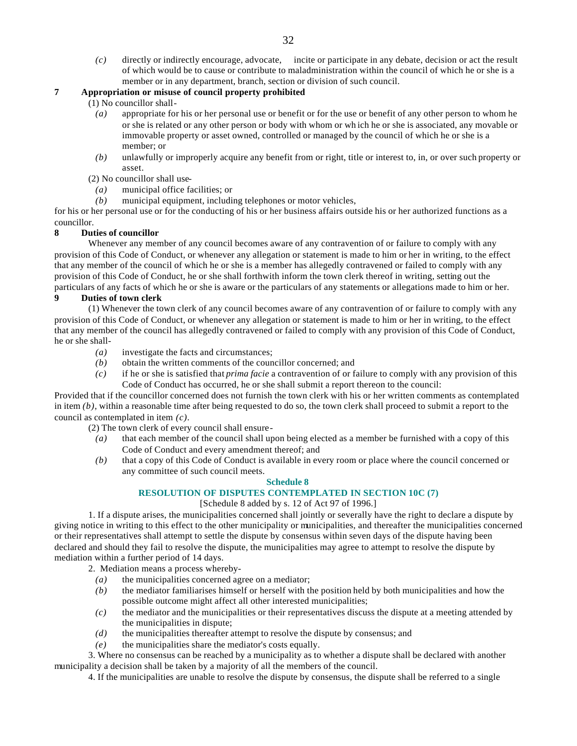*(c)* directly or indirectly encourage, advocate, incite or participate in any debate, decision or act the result of which would be to cause or contribute to maladministration within the council of which he or she is a member or in any department, branch, section or division of such council.

**7 Appropriation or misuse of council property prohibited**

(1) No councillor shall-

*(a)* appropriate for his or her personal use or benefit or for the use or benefit of any other person to whom he or she is related or any other person or body with whom or which he or she is associated, any movable or immovable property or asset owned, controlled or managed by the council of which he or she is a member; or

*(b)* unlawfully or improperly acquire any benefit from or right, title or interest to, in, or over such property or asset.

(2) No councillor shall use-

*(a)* municipal office facilities; or

*(b)* municipal equipment, including telephones or motor vehicles,

for his or her personal use or for the conducting of his or her business affairs outside his or her authorized functions as a councillor.

**8 Duties of councillor**

Whenever any member of any council becomes aware of any contravention of or failure to comply with any provision of this Code of Conduct, or whenever any allegation or statement is made to him or her in writing, to the effect that any member of the council of which he or she is a member has allegedly contravened or failed to comply with any provision of this Code of Conduct, he or she shall forthwith inform the town clerk thereof in writing, setting out the particulars of any facts of which he or she is aware or the particulars of any statements or allegations made to him or her.

**9 Duties of town clerk**

(1) Whenever the town clerk of any council becomes aware of any contravention of or failure to comply with any provision of this Code of Conduct, or whenever any allegation or statement is made to him or her in writing, to the effect that any member of the council has allegedly contravened or failed to comply with any provision of this Code of Conduct, he or she shall-

*(a)* investigate the facts and circumstances;

*(b)* obtain the written comments of the councillor concerned; and

*(c)* if he or she is satisfied that *prima facie* a contravention of or failure to comply with any provision of this Code of Conduct has occurred, he or she shall submit a report thereon to the council:

Provided that if the councillor concerned does not furnish the town clerk with his or her written comments as contemplated in item *(b)*, within a reasonable time after being requested to do so, the town clerk shall proceed to submit a report to the council as contemplated in item *(c)*.

(2) The town clerk of every council shall ensure-

*(a)* that each member of the council shall upon being elected as a member be furnished with a copy of this Code of Conduct and every amendment thereof; and

*(b)* that a copy of this Code of Conduct is available in every room or place where the council concerned or any committee of such council meets.

## Schedule 8

## RESOLUTION OF DISPUTES CONTEMPLATED IN SECTION 10C (7)

[Schedule 8 added by s. 12 of Act 97 of 1996.]

1. If a dispute arises, the municipalities concerned shall jointly or severally have the right to declare a dispute by giving notice in writing to this effect to the other municipality or municipalities, and thereafter the municipalities concerned or their representatives shall attempt to settle the dispute by consensus within seven days of the dispute having been declared and should they fail to resolve the dispute, the municipalities may agree to attempt to resolve the dispute by mediation within a further period of 14 days.

2. Mediation means a process whereby-

*(a)* the municipalities concerned agree on a mediator;

*(b)* the mediator familiarises himself or herself with the position held by both municipalities and how the possible outcome might affect all other interested municipalities;

*(c)* the mediator and the municipalities or their representatives discuss the dispute at a meeting attended by the municipalities in dispute;

*(d)* the municipalities thereafter attempt to resolve the dispute by consensus; and

*(e)* the municipalities share the mediator's costs equally.

3. Where no consensus can be reached by a municipality as to whether a dispute shall be declared with another municipality a decision shall be taken by a majority of all the members of the council.

4. If the municipalities are unable to resolve the dispute by consensus, the dispute shall be referred to a single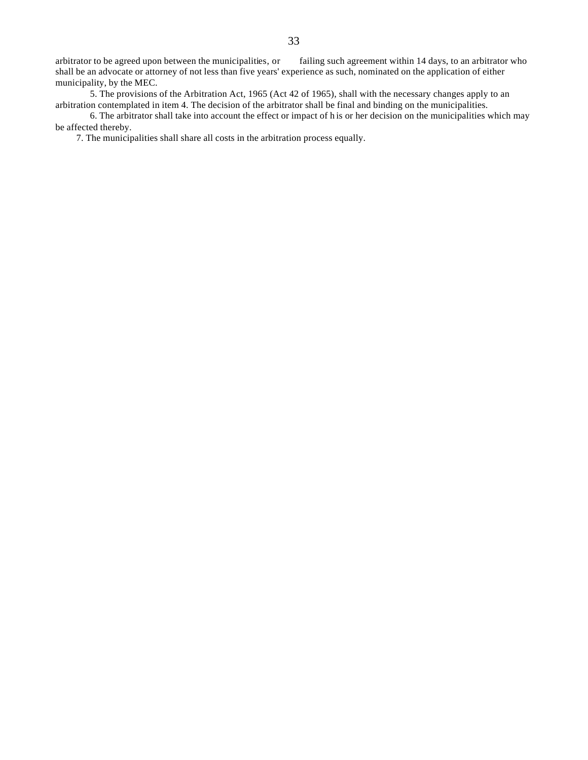arbitrator to be agreed upon between the municipalities, or failing such agreement within 14 days, to an arbitrator who shall be an advocate or attorney of not less than five years' experience as such, nominated on the application of either municipality, by the MEC.

5. The provisions of the Arbitration Act, 1965 (Act 42 of 1965), shall with the necessary changes apply to an arbitration contemplated in item 4. The decision of the arbitrator shall be final and binding on the municipalities.

6. The arbitrator shall take into account the effect or impact of his or her decision on the municipalities which may be affected thereby.

7. The municipalities shall share all costs in the arbitration process equally.